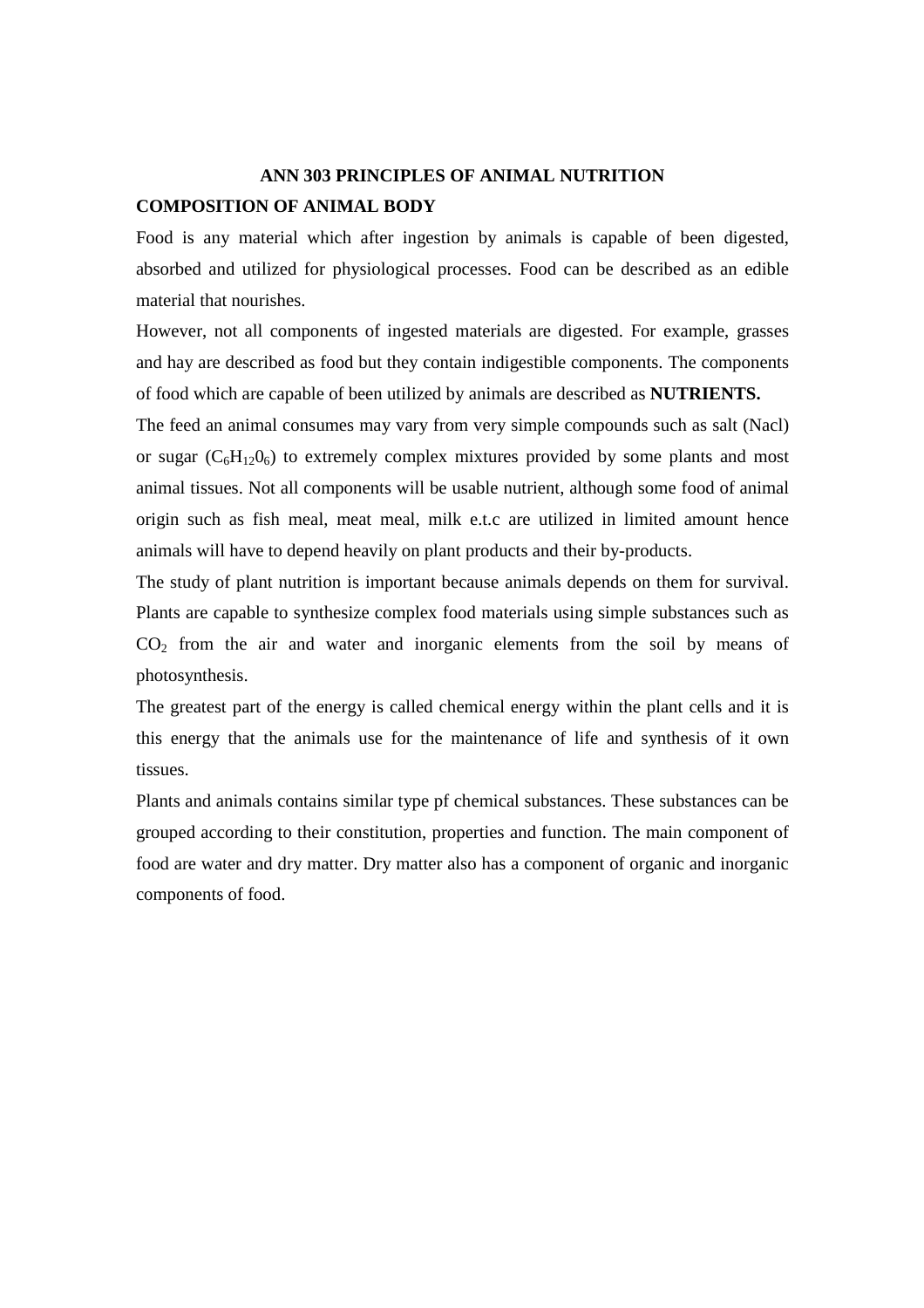# ANN 303 PRINCIPLES OF ANIMAL NUTRITION

## COMPOSITION OF ANIMAL BODY

Food is any material which after ingestion by animals is capable of been digested, absorbed and utilized for physiological processes. Food can be described as an edible material that nourishes.

However, not all components of ingested materials are digested. For example, grasses and hay are described as food but they contain indigestible components. The components of food which are capable of been utilized by animals are described as **NUTRIENTS.**

The feed an animal consumes may vary from very simple compounds such as salt (Nacl) or sugar ($C_6H_{12}0_6$) to extremely complex mixtures provided by some plants and most animal tissues. Not all components will be usable nutrient, although some food of animal origin such as fish meal, meat meal, milk e.t.c are utilized in limited amount hence animals will have to depend heavily on plant products and their by-products.

The study of plant nutrition is important because animals depends on them for survival. Plants are capable to synthesize complex food materials using simple substances such as $CO_2$ from the air and water and inorganic elements from the soil by means of photosynthesis.

The greatest part of the energy is called chemical energy within the plant cells and it is this energy that the animals use for the maintenance of life and synthesis of it own tissues.

Plants and animals contains similar type pf chemical substances. These substances can be grouped according to their constitution, properties and function. The main component of food are water and dry matter. Dry matter also has a component of organic and inorganic components of food.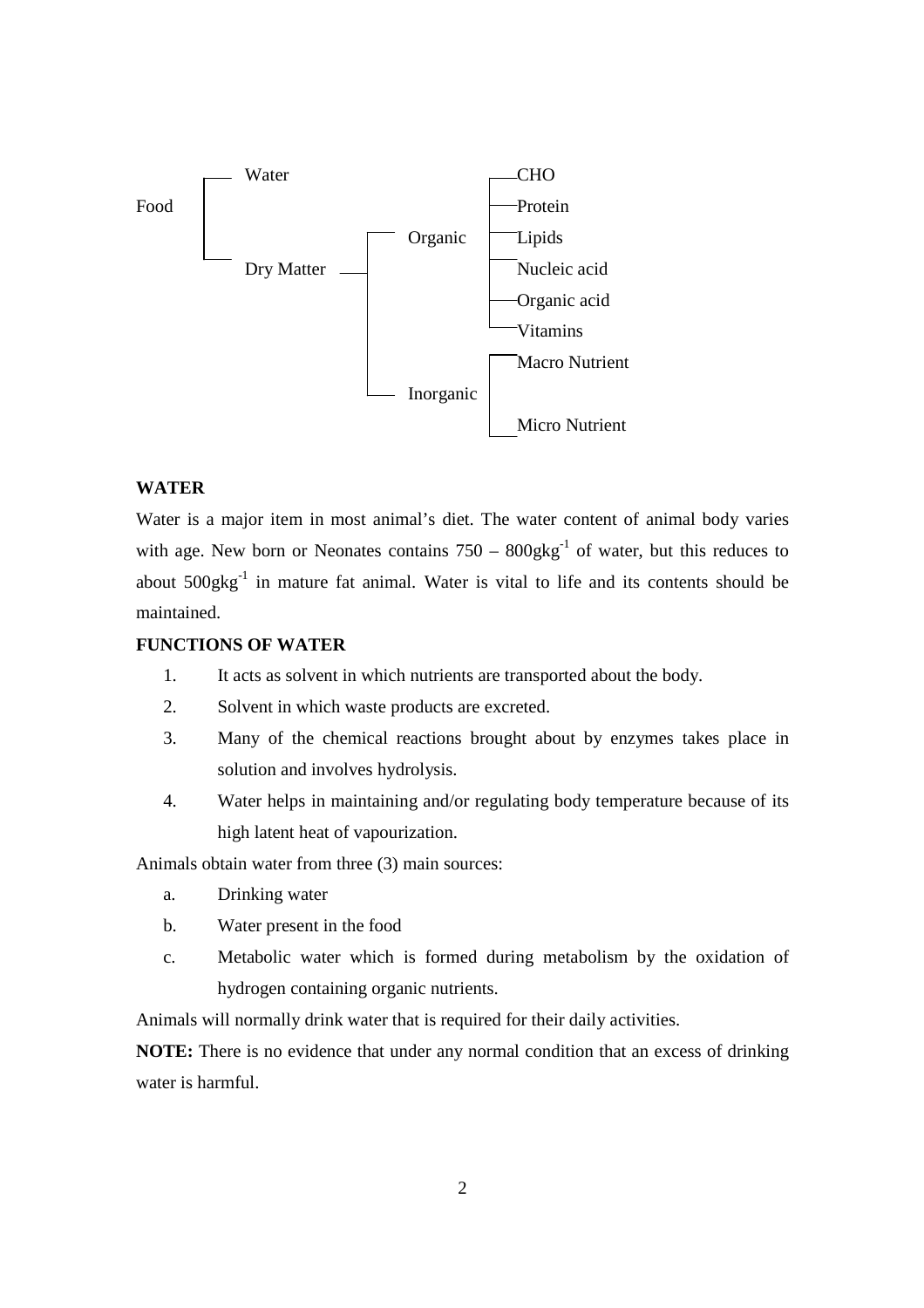```
Food ┬── Water
     └── Dry Matter ┬── Organic ──┬── CHO
                    │             ├── Protein
                    │             ├── Lipids
                    │             ├── Nucleic acid
                    │             ├── Organic acid
                    │             └── Vitamins
                    └── Inorganic ┬── Macro Nutrient
                                  └── Micro Nutrient
```

**WATER**

Water is a major item in most animal's diet. The water content of animal body varies with age. New born or Neonates contains $750 - 800gkg^{-1}$ of water, but this reduces to about $500gkg^{-1}$ in mature fat animal. Water is vital to life and its contents should be maintained.

**FUNCTIONS OF WATER**

1. It acts as solvent in which nutrients are transported about the body.
2. Solvent in which waste products are excreted.
3. Many of the chemical reactions brought about by enzymes takes place in solution and involves hydrolysis.
4. Water helps in maintaining and/or regulating body temperature because of its high latent heat of vapourization.

Animals obtain water from three (3) main sources:

a. Drinking water
b. Water present in the food
c. Metabolic water which is formed during metabolism by the oxidation of hydrogen containing organic nutrients.

Animals will normally drink water that is required for their daily activities.

**NOTE:** There is no evidence that under any normal condition that an excess of drinking water is harmful.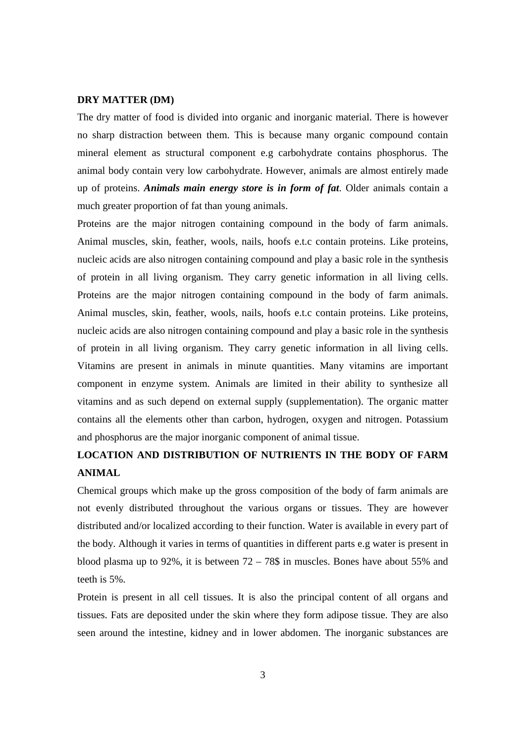**DRY MATTER (DM)**

The dry matter of food is divided into organic and inorganic material. There is however no sharp distraction between them. This is because many organic compound contain mineral element as structural component e.g carbohydrate contains phosphorus. The animal body contain very low carbohydrate. However, animals are almost entirely made up of proteins. ***Animals main energy store is in form of fat***. Older animals contain a much greater proportion of fat than young animals.

Proteins are the major nitrogen containing compound in the body of farm animals. Animal muscles, skin, feather, wools, nails, hoofs e.t.c contain proteins. Like proteins, nucleic acids are also nitrogen containing compound and play a basic role in the synthesis of protein in all living organism. They carry genetic information in all living cells. Proteins are the major nitrogen containing compound in the body of farm animals. Animal muscles, skin, feather, wools, nails, hoofs e.t.c contain proteins. Like proteins, nucleic acids are also nitrogen containing compound and play a basic role in the synthesis of protein in all living organism. They carry genetic information in all living cells. Vitamins are present in animals in minute quantities. Many vitamins are important component in enzyme system. Animals are limited in their ability to synthesize all vitamins and as such depend on external supply (supplementation). The organic matter contains all the elements other than carbon, hydrogen, oxygen and nitrogen. Potassium and phosphorus are the major inorganic component of animal tissue.

**LOCATION AND DISTRIBUTION OF NUTRIENTS IN THE BODY OF FARM ANIMAL**

Chemical groups which make up the gross composition of the body of farm animals are not evenly distributed throughout the various organs or tissues. They are however distributed and/or localized according to their function. Water is available in every part of the body. Although it varies in terms of quantities in different parts e.g water is present in blood plasma up to 92%, it is between 72 – 78$ in muscles. Bones have about 55% and teeth is 5%.

Protein is present in all cell tissues. It is also the principal content of all organs and tissues. Fats are deposited under the skin where they form adipose tissue. They are also seen around the intestine, kidney and in lower abdomen. The inorganic substances are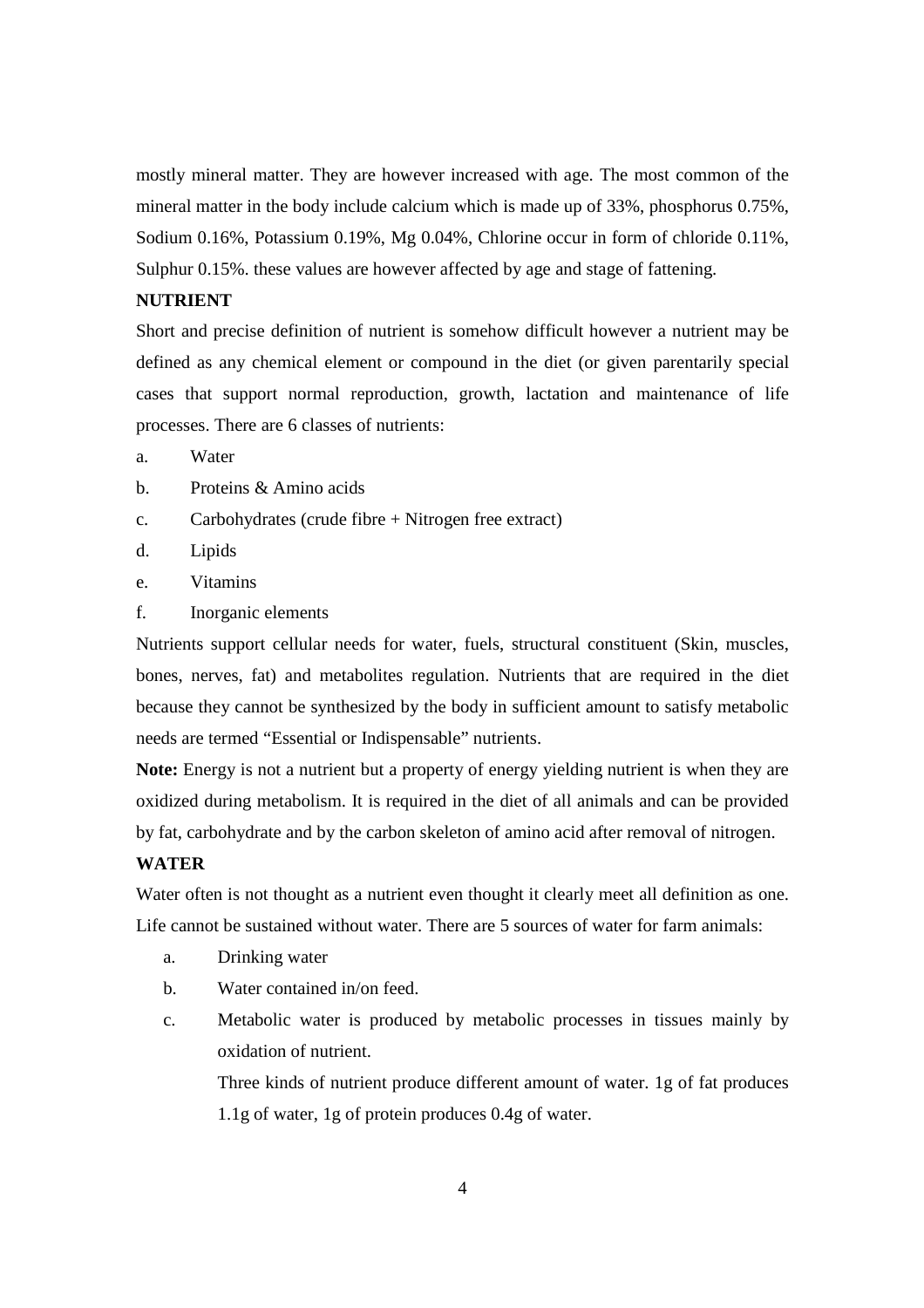mostly mineral matter. They are however increased with age. The most common of the mineral matter in the body include calcium which is made up of 33%, phosphorus 0.75%, Sodium 0.16%, Potassium 0.19%, Mg 0.04%, Chlorine occur in form of chloride 0.11%, Sulphur 0.15%. these values are however affected by age and stage of fattening.

**NUTRIENT**

Short and precise definition of nutrient is somehow difficult however a nutrient may be defined as any chemical element or compound in the diet (or given parentarily special cases that support normal reproduction, growth, lactation and maintenance of life processes. There are 6 classes of nutrients:

a. Water
b. Proteins & Amino acids
c. Carbohydrates (crude fibre + Nitrogen free extract)
d. Lipids
e. Vitamins
f. Inorganic elements

Nutrients support cellular needs for water, fuels, structural constituent (Skin, muscles, bones, nerves, fat) and metabolites regulation. Nutrients that are required in the diet because they cannot be synthesized by the body in sufficient amount to satisfy metabolic needs are termed "Essential or Indispensable" nutrients.

**Note:** Energy is not a nutrient but a property of energy yielding nutrient is when they are oxidized during metabolism. It is required in the diet of all animals and can be provided by fat, carbohydrate and by the carbon skeleton of amino acid after removal of nitrogen.

**WATER**

Water often is not thought as a nutrient even thought it clearly meet all definition as one. Life cannot be sustained without water. There are 5 sources of water for farm animals:

a. Drinking water
b. Water contained in/on feed.
c. Metabolic water is produced by metabolic processes in tissues mainly by oxidation of nutrient.

   Three kinds of nutrient produce different amount of water. 1g of fat produces 1.1g of water, 1g of protein produces 0.4g of water.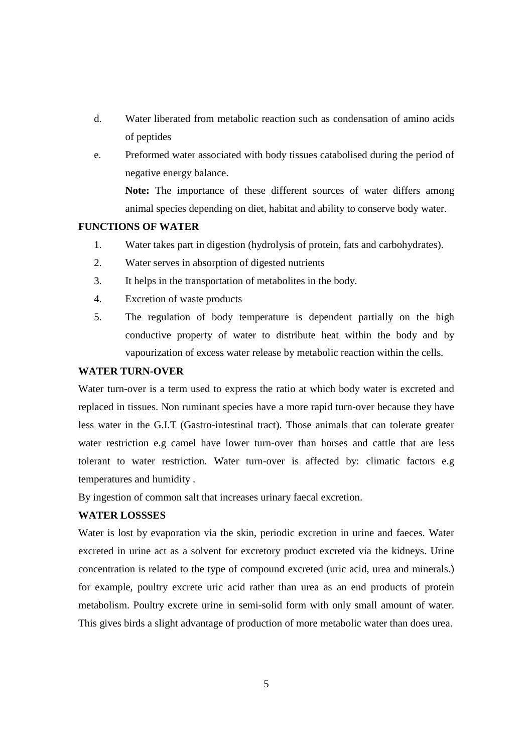d. Water liberated from metabolic reaction such as condensation of amino acids of peptides

e. Preformed water associated with body tissues catabolised during the period of negative energy balance.

   **Note:** The importance of these different sources of water differs among animal species depending on diet, habitat and ability to conserve body water.

**FUNCTIONS OF WATER**

1. Water takes part in digestion (hydrolysis of protein, fats and carbohydrates).
2. Water serves in absorption of digested nutrients
3. It helps in the transportation of metabolites in the body.
4. Excretion of waste products
5. The regulation of body temperature is dependent partially on the high conductive property of water to distribute heat within the body and by vapourization of excess water release by metabolic reaction within the cells.

**WATER TURN-OVER**

Water turn-over is a term used to express the ratio at which body water is excreted and replaced in tissues. Non ruminant species have a more rapid turn-over because they have less water in the G.I.T (Gastro-intestinal tract). Those animals that can tolerate greater water restriction e.g camel have lower turn-over than horses and cattle that are less tolerant to water restriction. Water turn-over is affected by: climatic factors e.g temperatures and humidity .

By ingestion of common salt that increases urinary faecal excretion.

**WATER LOSSSES**

Water is lost by evaporation via the skin, periodic excretion in urine and faeces. Water excreted in urine act as a solvent for excretory product excreted via the kidneys. Urine concentration is related to the type of compound excreted (uric acid, urea and minerals.) for example, poultry excrete uric acid rather than urea as an end products of protein metabolism. Poultry excrete urine in semi-solid form with only small amount of water. This gives birds a slight advantage of production of more metabolic water than does urea.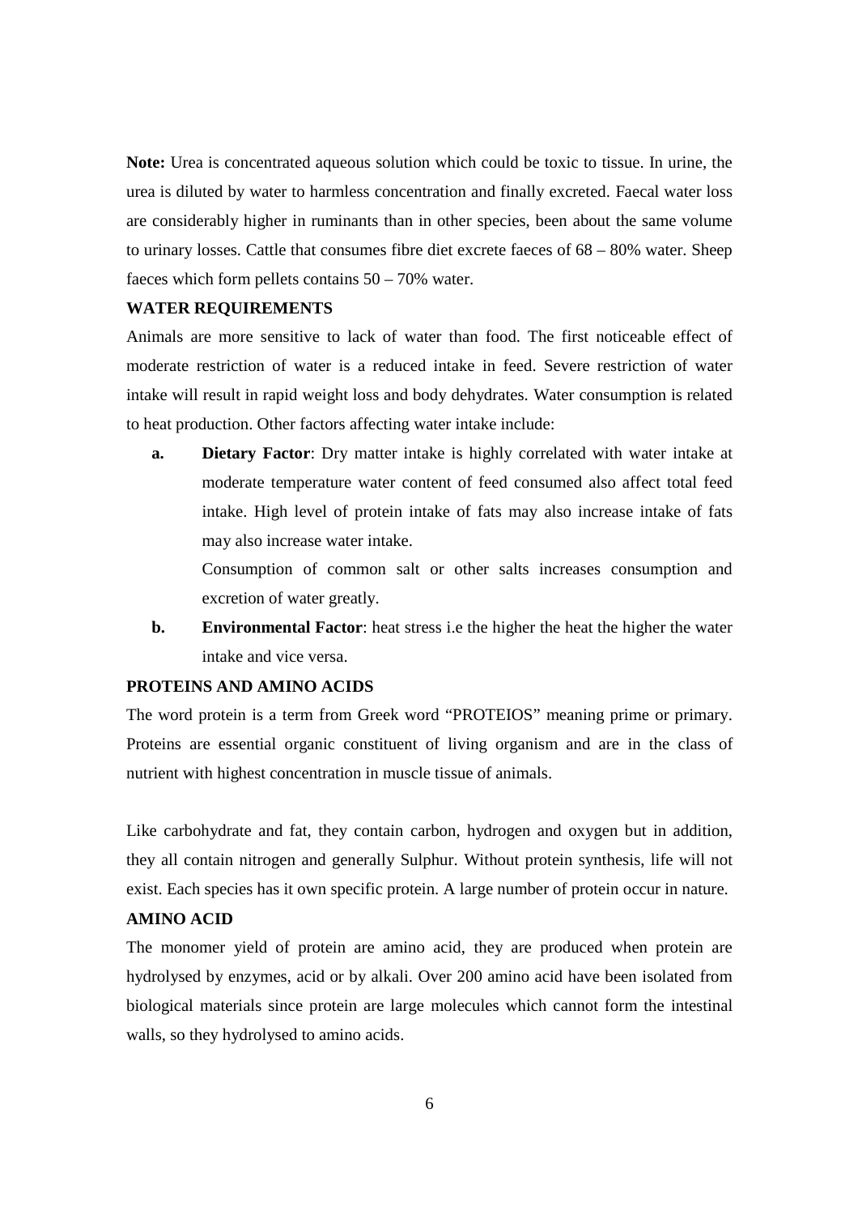**Note:** Urea is concentrated aqueous solution which could be toxic to tissue. In urine, the urea is diluted by water to harmless concentration and finally excreted. Faecal water loss are considerably higher in ruminants than in other species, been about the same volume to urinary losses. Cattle that consumes fibre diet excrete faeces of 68 – 80% water. Sheep faeces which form pellets contains 50 – 70% water.

**WATER REQUIREMENTS**

Animals are more sensitive to lack of water than food. The first noticeable effect of moderate restriction of water is a reduced intake in feed. Severe restriction of water intake will result in rapid weight loss and body dehydrates. Water consumption is related to heat production. Other factors affecting water intake include:

a. **Dietary Factor**: Dry matter intake is highly correlated with water intake at moderate temperature water content of feed consumed also affect total feed intake. High level of protein intake of fats may also increase intake of fats may also increase water intake.

   Consumption of common salt or other salts increases consumption and excretion of water greatly.

b. **Environmental Factor**: heat stress i.e the higher the heat the higher the water intake and vice versa.

**PROTEINS AND AMINO ACIDS**

The word protein is a term from Greek word "PROTEIOS" meaning prime or primary. Proteins are essential organic constituent of living organism and are in the class of nutrient with highest concentration in muscle tissue of animals.

Like carbohydrate and fat, they contain carbon, hydrogen and oxygen but in addition, they all contain nitrogen and generally Sulphur. Without protein synthesis, life will not exist. Each species has it own specific protein. A large number of protein occur in nature.

**AMINO ACID**

The monomer yield of protein are amino acid, they are produced when protein are hydrolysed by enzymes, acid or by alkali. Over 200 amino acid have been isolated from biological materials since protein are large molecules which cannot form the intestinal walls, so they hydrolysed to amino acids.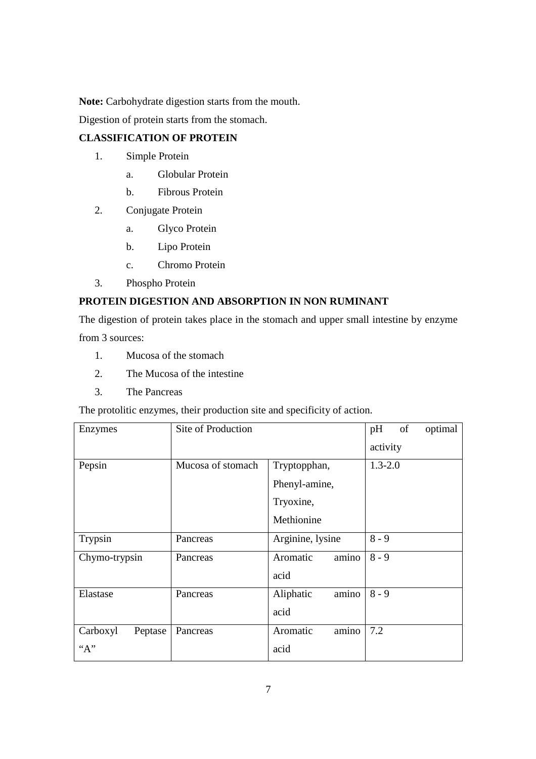**Note:** Carbohydrate digestion starts from the mouth.

Digestion of protein starts from the stomach.

**CLASSIFICATION OF PROTEIN**

1. Simple Protein
    a. Globular Protein
    b. Fibrous Protein
2. Conjugate Protein
    a. Glyco Protein
    b. Lipo Protein
    c. Chromo Protein
3. Phospho Protein

**PROTEIN DIGESTION AND ABSORPTION IN NON RUMINANT**

The digestion of protein takes place in the stomach and upper small intestine by enzyme from 3 sources:

1. Mucosa of the stomach
2. The Mucosa of the intestine
3. The Pancreas

The protolitic enzymes, their production site and specificity of action.

| Enzymes | Site of Production | | pH of optimal activity |
|---|---|---|---|
| Pepsin | Mucosa of stomach | Tryptopphan, Phenyl-amine, Tryoxine, Methionine | 1.3-2.0 |
| Trypsin | Pancreas | Arginine, lysine | 8 - 9 |
| Chymo-trypsin | Pancreas | Aromatic amino acid | 8 - 9 |
| Elastase | Pancreas | Aliphatic amino acid | 8 - 9 |
| Carboxyl Peptase "A" | Pancreas | Aromatic amino acid | 7.2 |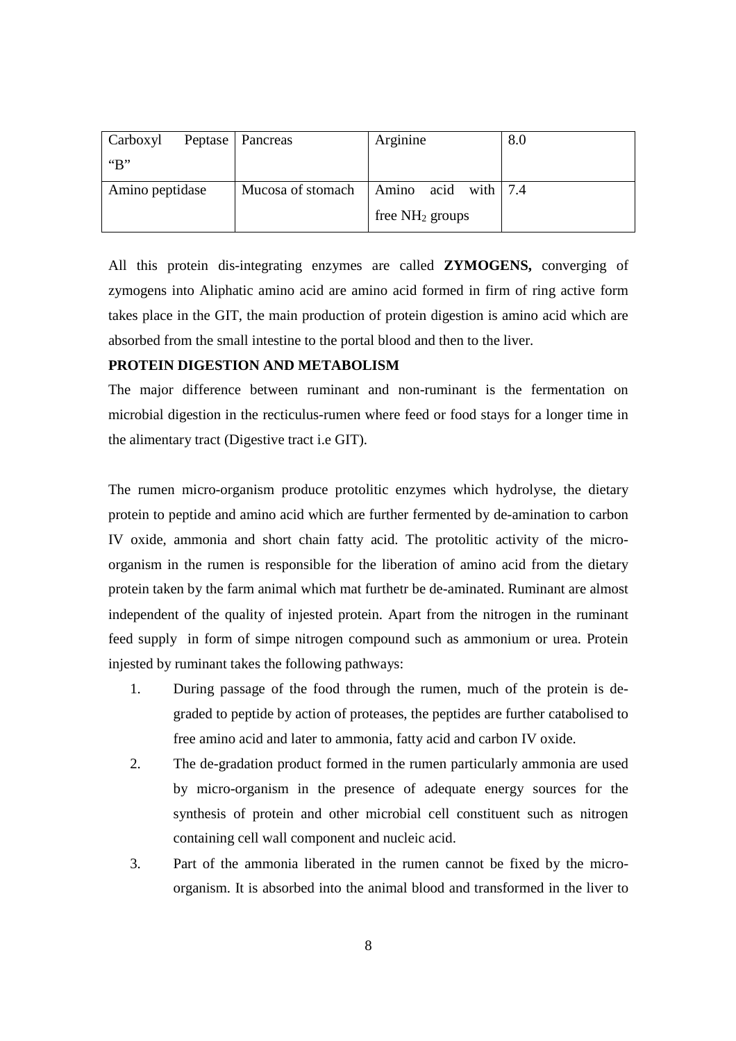| Carboxyl Peptase "B" | Pancreas | Arginine | 8.0 |
|---|---|---|---|
| Amino peptidase | Mucosa of stomach | Amino acid with free $NH_2$ groups | 7.4 |

All this protein dis-integrating enzymes are called **ZYMOGENS,** converging of zymogens into Aliphatic amino acid are amino acid formed in firm of ring active form takes place in the GIT, the main production of protein digestion is amino acid which are absorbed from the small intestine to the portal blood and then to the liver.

**PROTEIN DIGESTION AND METABOLISM**

The major difference between ruminant and non-ruminant is the fermentation on microbial digestion in the recticulus-rumen where feed or food stays for a longer time in the alimentary tract (Digestive tract i.e GIT).

The rumen micro-organism produce protolitic enzymes which hydrolyse, the dietary protein to peptide and amino acid which are further fermented by de-amination to carbon IV oxide, ammonia and short chain fatty acid. The protolitic activity of the micro-organism in the rumen is responsible for the liberation of amino acid from the dietary protein taken by the farm animal which mat furthetr be de-aminated. Ruminant are almost independent of the quality of injested protein. Apart from the nitrogen in the ruminant feed supply in form of simpe nitrogen compound such as ammonium or urea. Protein injested by ruminant takes the following pathways:

1. During passage of the food through the rumen, much of the protein is de-graded to peptide by action of proteases, the peptides are further catabolised to free amino acid and later to ammonia, fatty acid and carbon IV oxide.
2. The de-gradation product formed in the rumen particularly ammonia are used by micro-organism in the presence of adequate energy sources for the synthesis of protein and other microbial cell constituent such as nitrogen containing cell wall component and nucleic acid.
3. Part of the ammonia liberated in the rumen cannot be fixed by the micro-organism. It is absorbed into the animal blood and transformed in the liver to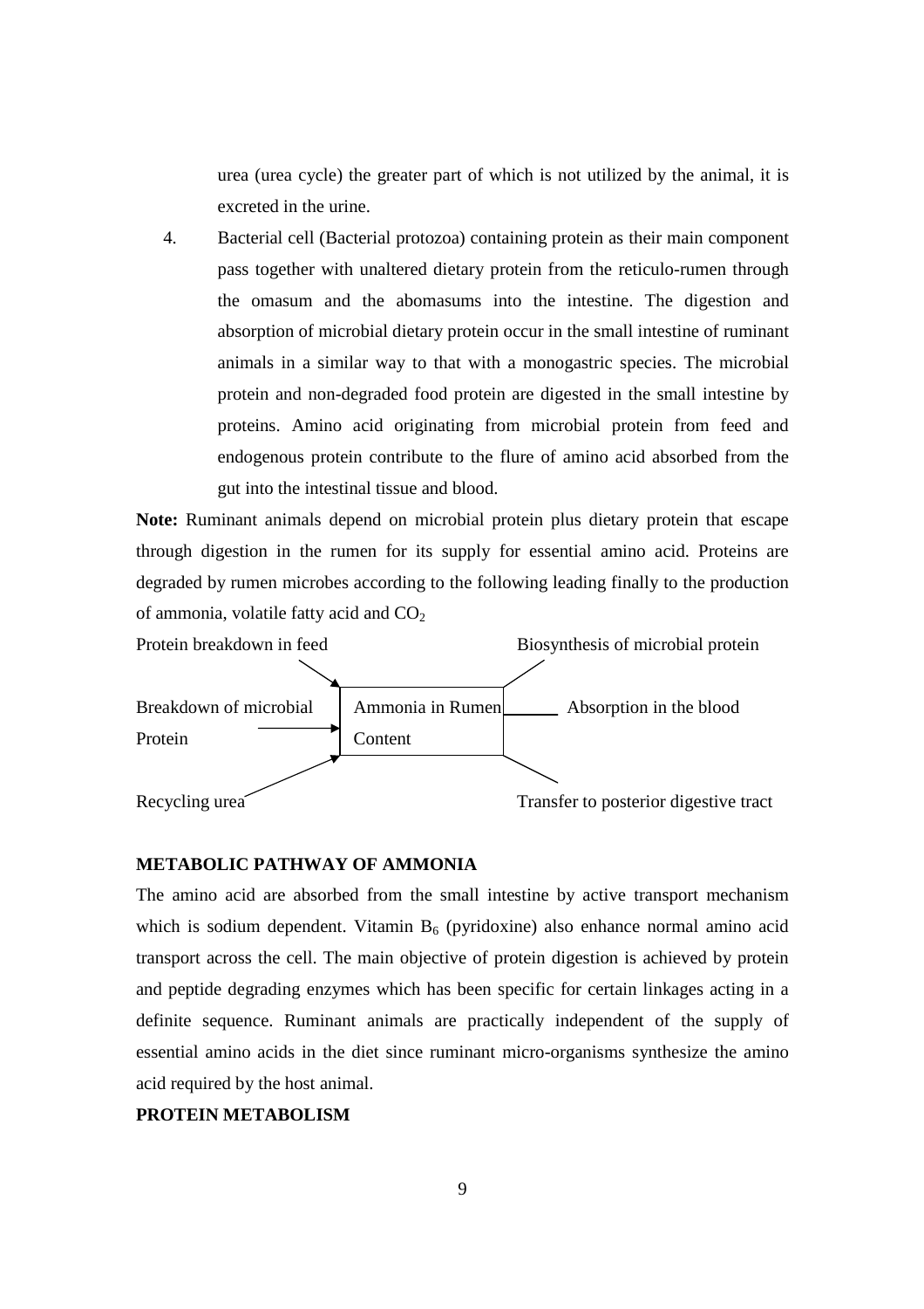urea (urea cycle) the greater part of which is not utilized by the animal, it is excreted in the urine.

4. Bacterial cell (Bacterial protozoa) containing protein as their main component pass together with unaltered dietary protein from the reticulo-rumen through the omasum and the abomasums into the intestine. The digestion and absorption of microbial dietary protein occur in the small intestine of ruminant animals in a similar way to that with a monogastric species. The microbial protein and non-degraded food protein are digested in the small intestine by proteins. Amino acid originating from microbial protein from feed and endogenous protein contribute to the flure of amino acid absorbed from the gut into the intestinal tissue and blood.

**Note:** Ruminant animals depend on microbial protein plus dietary protein that escape through digestion in the rumen for its supply for essential amino acid. Proteins are degraded by rumen microbes according to the following leading finally to the production of ammonia, volatile fatty acid and $CO_2$

Protein breakdown in feed → Ammonia in Rumen Content

Breakdown of microbial Protein → Ammonia in Rumen Content

Recycling urea → Ammonia in Rumen Content

Ammonia in Rumen Content — Biosynthesis of microbial protein

Ammonia in Rumen Content — Absorption in the blood

Ammonia in Rumen Content — Transfer to posterior digestive tract

**METABOLIC PATHWAY OF AMMONIA**

The amino acid are absorbed from the small intestine by active transport mechanism which is sodium dependent. Vitamin $B_6$ (pyridoxine) also enhance normal amino acid transport across the cell. The main objective of protein digestion is achieved by protein and peptide degrading enzymes which has been specific for certain linkages acting in a definite sequence. Ruminant animals are practically independent of the supply of essential amino acids in the diet since ruminant micro-organisms synthesize the amino acid required by the host animal.

**PROTEIN METABOLISM**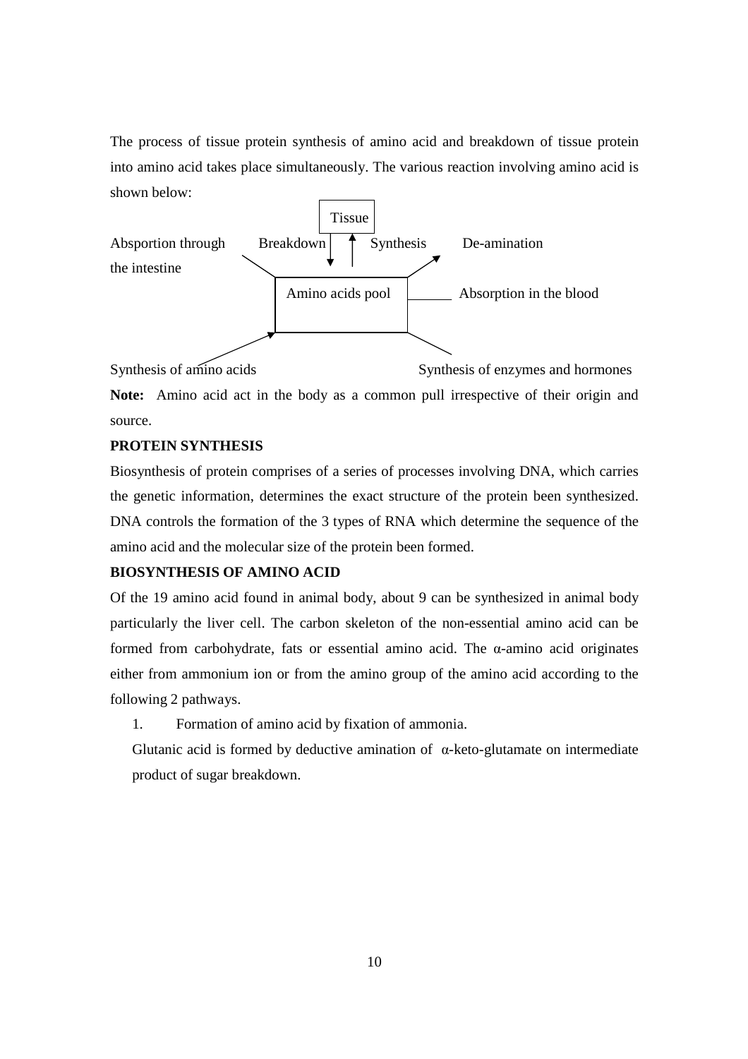The process of tissue protein synthesis of amino acid and breakdown of tissue protein into amino acid takes place simultaneously. The various reaction involving amino acid is shown below:

Tissue

Absportion through the intestine    Breakdown    Synthesis    De-amination

Amino acids pool    Absorption in the blood

Synthesis of amino acids    Synthesis of enzymes and hormones

**Note:** Amino acid act in the body as a common pull irrespective of their origin and source.

**PROTEIN SYNTHESIS**

Biosynthesis of protein comprises of a series of processes involving DNA, which carries the genetic information, determines the exact structure of the protein been synthesized. DNA controls the formation of the 3 types of RNA which determine the sequence of the amino acid and the molecular size of the protein been formed.

**BIOSYNTHESIS OF AMINO ACID**

Of the 19 amino acid found in animal body, about 9 can be synthesized in animal body particularly the liver cell. The carbon skeleton of the non-essential amino acid can be formed from carbohydrate, fats or essential amino acid. The α-amino acid originates either from ammonium ion or from the amino group of the amino acid according to the following 2 pathways.

1. Formation of amino acid by fixation of ammonia.

   Glutanic acid is formed by deductive amination of α-keto-glutamate on intermediate product of sugar breakdown.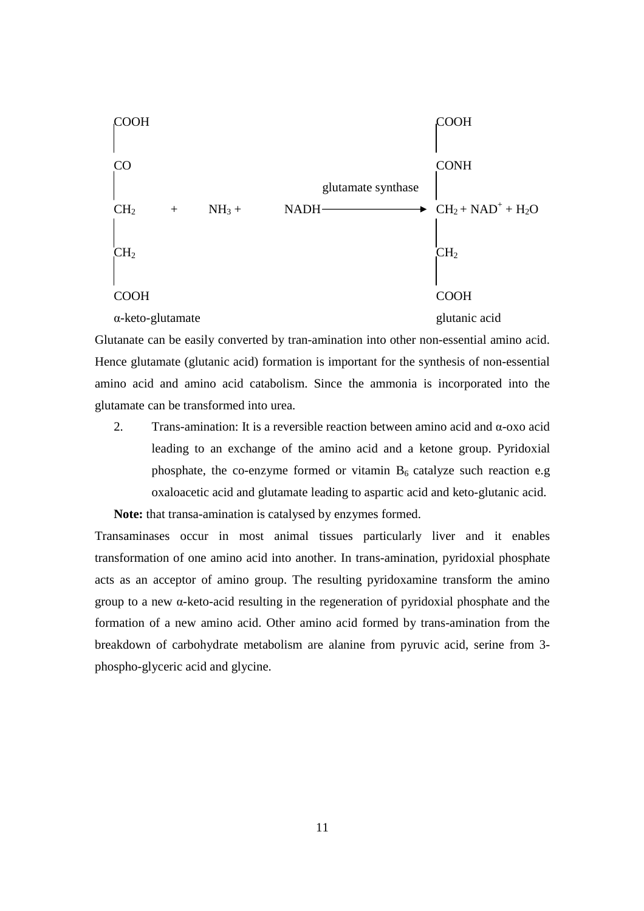$$
\begin{array}{l}
COOH \\
| \\
CO \\
| \\
CH_2 \\
| \\
CH_2 \\
| \\
COOH
\end{array}
\quad + \quad NH_3 + \quad NADH \xrightarrow{\text{glutamate synthase}}
\begin{array}{l}
COOH \\
| \\
CONH \\
| \\
CH_2 \\
| \\
CH_2 \\
| \\
COOH
\end{array}
+ NAD^+ + H_2O
$$

α-keto-glutamate — glutanic acid

Glutanate can be easily converted by tran-amination into other non-essential amino acid. Hence glutamate (glutanic acid) formation is important for the synthesis of non-essential amino acid and amino acid catabolism. Since the ammonia is incorporated into the glutamate can be transformed into urea.

2. Trans-amination: It is a reversible reaction between amino acid and α-oxo acid leading to an exchange of the amino acid and a ketone group. Pyridoxial phosphate, the co-enzyme formed or vitamin $B_6$ catalyze such reaction e.g oxaloacetic acid and glutamate leading to aspartic acid and keto-glutanic acid.

**Note:** that transa-amination is catalysed by enzymes formed.

Transaminases occur in most animal tissues particularly liver and it enables transformation of one amino acid into another. In trans-amination, pyridoxial phosphate acts as an acceptor of amino group. The resulting pyridoxamine transform the amino group to a new α-keto-acid resulting in the regeneration of pyridoxial phosphate and the formation of a new amino acid. Other amino acid formed by trans-amination from the breakdown of carbohydrate metabolism are alanine from pyruvic acid, serine from 3-phospho-glyceric acid and glycine.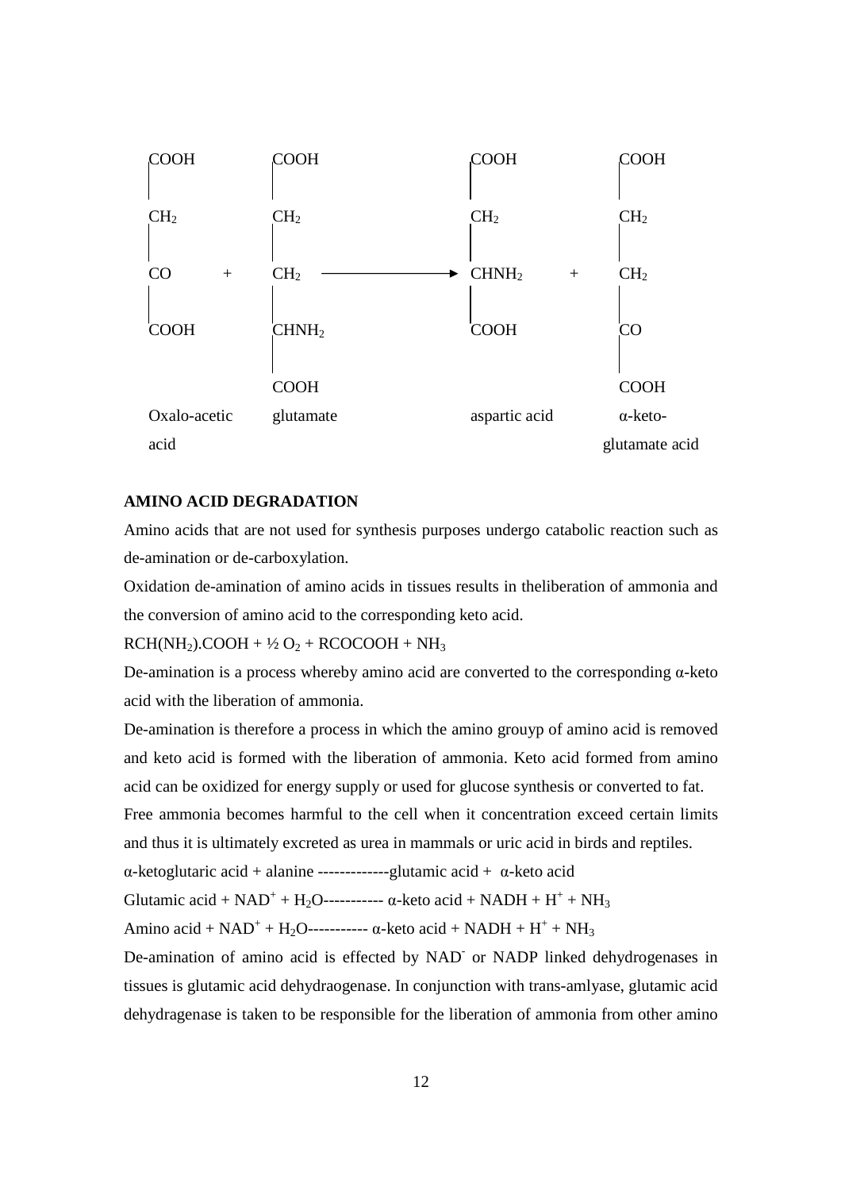| | | | | | | |
|---|---|---|---|---|---|---|
| COOH | | COOH | | COOH | | COOH |
| $CH_2$ | | $CH_2$ | | $CH_2$ | | $CH_2$ |
| CO | + | $CH_2$ | ⟶ | $CHNH_2$ | + | $CH_2$ |
| COOH | | $CHNH_2$ | | COOH | | CO |
| | | COOH | | | | COOH |
| Oxalo-acetic acid | | glutamate | | aspartic acid | | α-keto-glutamate acid |

**AMINO ACID DEGRADATION**

Amino acids that are not used for synthesis purposes undergo catabolic reaction such as de-amination or de-carboxylation.

Oxidation de-amination of amino acids in tissues results in theliberation of ammonia and the conversion of amino acid to the corresponding keto acid.

$RCH(NH_2).COOH + ½ O_2 + RCOCOOH + NH_3$

De-amination is a process whereby amino acid are converted to the corresponding α-keto acid with the liberation of ammonia.

De-amination is therefore a process in which the amino grouyp of amino acid is removed and keto acid is formed with the liberation of ammonia. Keto acid formed from amino acid can be oxidized for energy supply or used for glucose synthesis or converted to fat.

Free ammonia becomes harmful to the cell when it concentration exceed certain limits and thus it is ultimately excreted as urea in mammals or uric acid in birds and reptiles.

α-ketoglutaric acid + alanine -------------glutamic acid + α-keto acid

Glutamic acid + $NAD^+$ + $H_2O$----------- α-keto acid + NADH + $H^+$ + $NH_3$

Amino acid + $NAD^+$ + $H_2O$----------- α-keto acid + NADH + $H^+$ + $NH_3$

De-amination of amino acid is effected by $NAD^-$ or NADP linked dehydrogenases in tissues is glutamic acid dehydraogenase. In conjunction with trans-amlyase, glutamic acid dehydragenase is taken to be responsible for the liberation of ammonia from other amino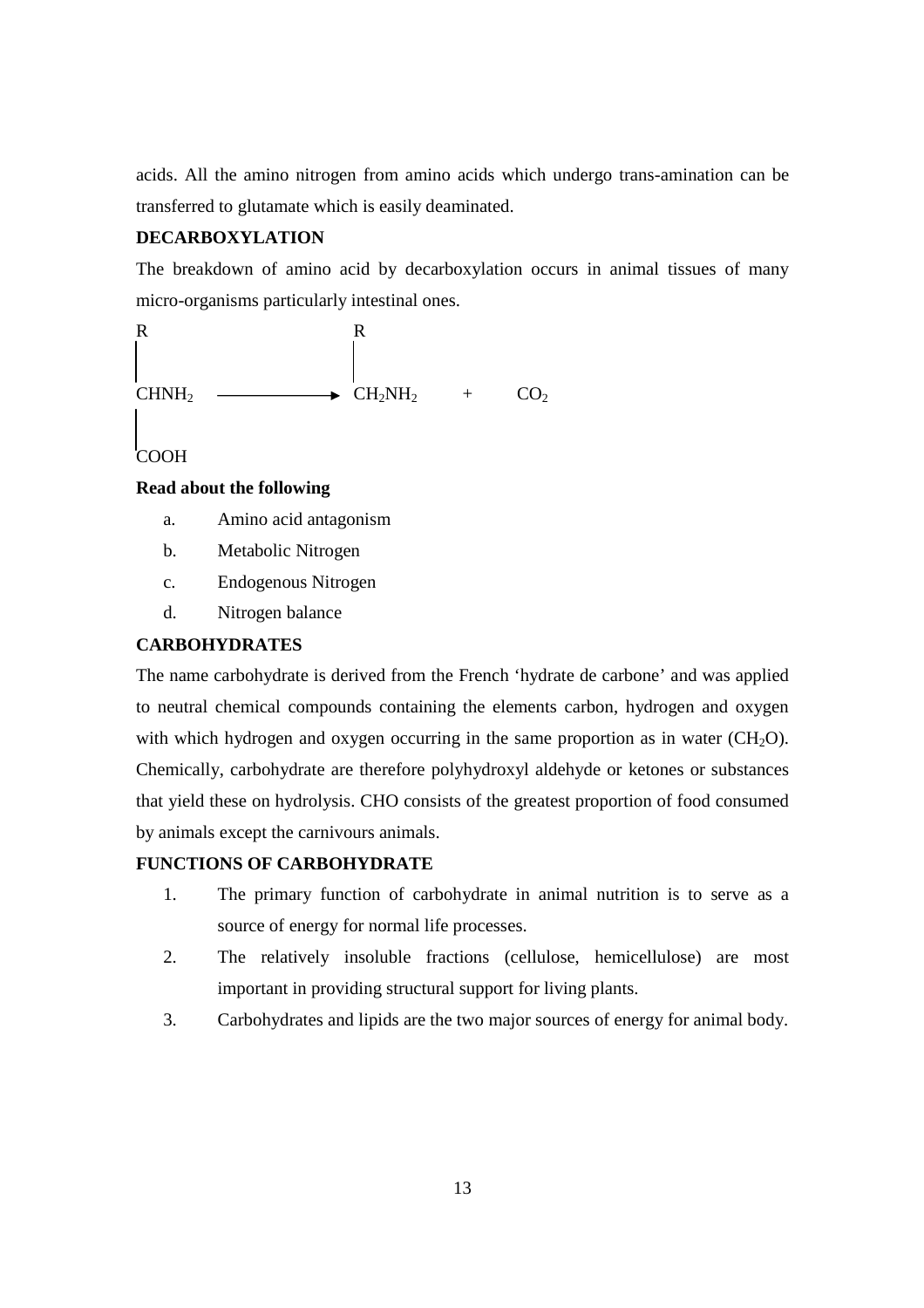acids. All the amino nitrogen from amino acids which undergo trans-amination can be transferred to glutamate which is easily deaminated.

**DECARBOXYLATION**

The breakdown of amino acid by decarboxylation occurs in animal tissues of many micro-organisms particularly intestinal ones.

$$
\begin{array}{c} R \\ | \\ CHNH_2 \\ | \\ COOH \end{array} \longrightarrow \begin{array}{c} R \\ | \\ CH_2NH_2 \end{array} + CO_2
$$

**Read about the following**

a. Amino acid antagonism
b. Metabolic Nitrogen
c. Endogenous Nitrogen
d. Nitrogen balance

**CARBOHYDRATES**

The name carbohydrate is derived from the French 'hydrate de carbone' and was applied to neutral chemical compounds containing the elements carbon, hydrogen and oxygen with which hydrogen and oxygen occurring in the same proportion as in water ($CH_2O$). Chemically, carbohydrate are therefore polyhydroxyl aldehyde or ketones or substances that yield these on hydrolysis. CHO consists of the greatest proportion of food consumed by animals except the carnivours animals.

**FUNCTIONS OF CARBOHYDRATE**

1. The primary function of carbohydrate in animal nutrition is to serve as a source of energy for normal life processes.
2. The relatively insoluble fractions (cellulose, hemicellulose) are most important in providing structural support for living plants.
3. Carbohydrates and lipids are the two major sources of energy for animal body.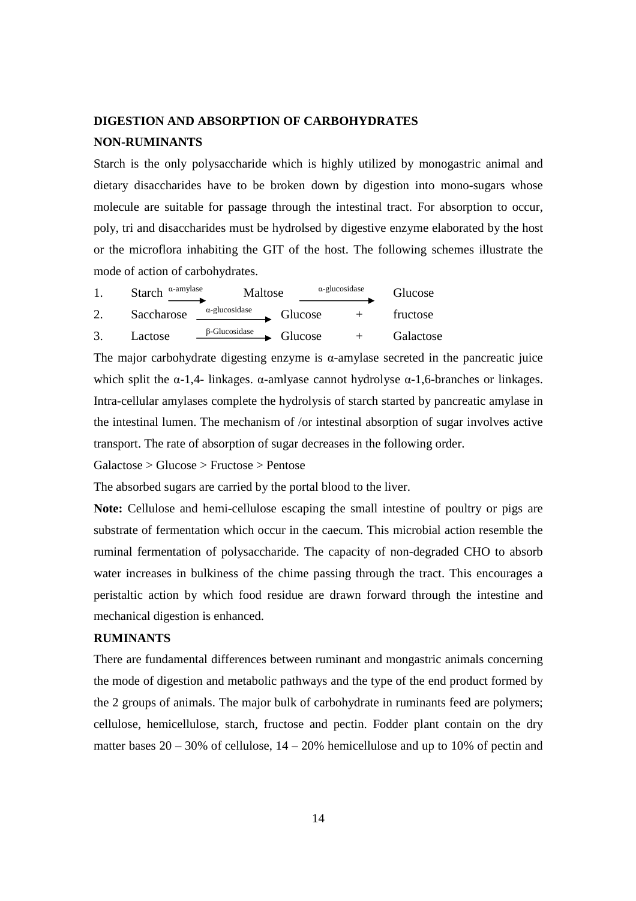## DIGESTION AND ABSORPTION OF CARBOHYDRATES

### NON-RUMINANTS

Starch is the only polysaccharide which is highly utilized by monogastric animal and dietary disaccharides have to be broken down by digestion into mono-sugars whose molecule are suitable for passage through the intestinal tract. For absorption to occur, poly, tri and disaccharides must be hydrolsed by digestive enzyme elaborated by the host or the microflora inhabiting the GIT of the host. The following schemes illustrate the mode of action of carbohydrates.

1. Starch $\xrightarrow{\alpha\text{-amylase}}$ Maltose $\xrightarrow{\alpha\text{-glucosidase}}$ Glucose
2. Saccharose $\xrightarrow{\alpha\text{-glucosidase}}$ Glucose + fructose
3. Lactose $\xrightarrow{\beta\text{-Glucosidase}}$ Glucose + Galactose

The major carbohydrate digesting enzyme is α-amylase secreted in the pancreatic juice which split the α-1,4- linkages. α-amlyase cannot hydrolyse α-1,6-branches or linkages. Intra-cellular amylases complete the hydrolysis of starch started by pancreatic amylase in the intestinal lumen. The mechanism of /or intestinal absorption of sugar involves active transport. The rate of absorption of sugar decreases in the following order.

Galactose > Glucose > Fructose > Pentose

The absorbed sugars are carried by the portal blood to the liver.

**Note:** Cellulose and hemi-cellulose escaping the small intestine of poultry or pigs are substrate of fermentation which occur in the caecum. This microbial action resemble the ruminal fermentation of polysaccharide. The capacity of non-degraded CHO to absorb water increases in bulkiness of the chime passing through the tract. This encourages a peristaltic action by which food residue are drawn forward through the intestine and mechanical digestion is enhanced.

### RUMINANTS

There are fundamental differences between ruminant and mongastric animals concerning the mode of digestion and metabolic pathways and the type of the end product formed by the 2 groups of animals. The major bulk of carbohydrate in ruminants feed are polymers; cellulose, hemicellulose, starch, fructose and pectin. Fodder plant contain on the dry matter bases 20 – 30% of cellulose, 14 – 20% hemicellulose and up to 10% of pectin and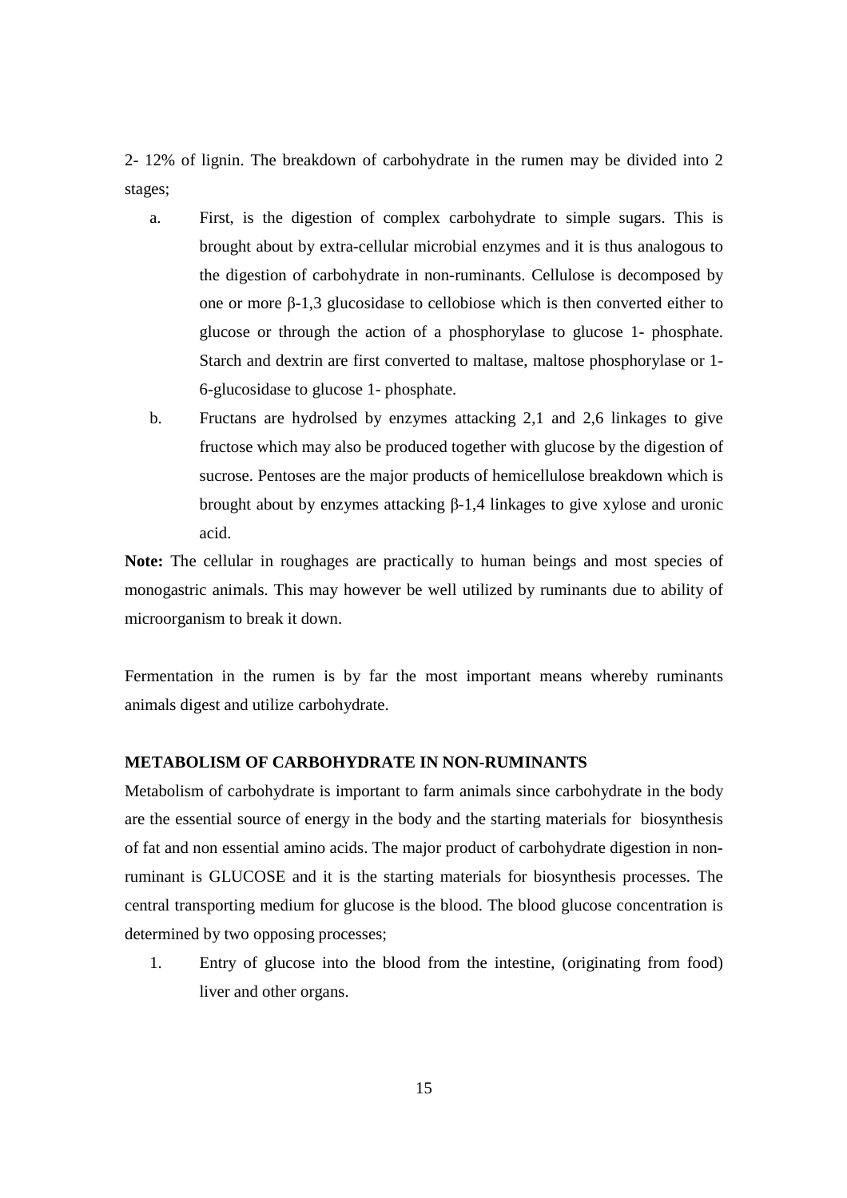2- 12% of lignin. The breakdown of carbohydrate in the rumen may be divided into 2 stages;

a. First, is the digestion of complex carbohydrate to simple sugars. This is brought about by extra-cellular microbial enzymes and it is thus analogous to the digestion of carbohydrate in non-ruminants. Cellulose is decomposed by one or more β-1,3 glucosidase to cellobiose which is then converted either to glucose or through the action of a phosphorylase to glucose 1- phosphate. Starch and dextrin are first converted to maltase, maltose phosphorylase or 1-6-glucosidase to glucose 1- phosphate.

b. Fructans are hydrolsed by enzymes attacking 2,1 and 2,6 linkages to give fructose which may also be produced together with glucose by the digestion of sucrose. Pentoses are the major products of hemicellulose breakdown which is brought about by enzymes attacking β-1,4 linkages to give xylose and uronic acid.

**Note:** The cellular in roughages are practically to human beings and most species of monogastric animals. This may however be well utilized by ruminants due to ability of microorganism to break it down.

Fermentation in the rumen is by far the most important means whereby ruminants animals digest and utilize carbohydrate.

### METABOLISM OF CARBOHYDRATE IN NON-RUMINANTS

Metabolism of carbohydrate is important to farm animals since carbohydrate in the body are the essential source of energy in the body and the starting materials for biosynthesis of fat and non essential amino acids. The major product of carbohydrate digestion in non-ruminant is GLUCOSE and it is the starting materials for biosynthesis processes. The central transporting medium for glucose is the blood. The blood glucose concentration is determined by two opposing processes;

1. Entry of glucose into the blood from the intestine, (originating from food) liver and other organs.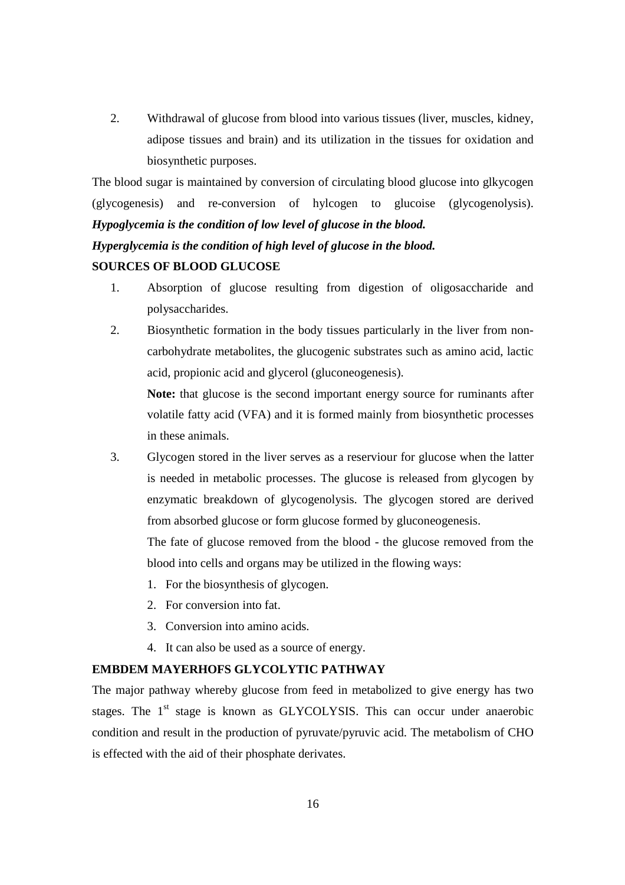2. Withdrawal of glucose from blood into various tissues (liver, muscles, kidney, adipose tissues and brain) and its utilization in the tissues for oxidation and biosynthetic purposes.

The blood sugar is maintained by conversion of circulating blood glucose into glkycogen (glycogenesis) and re-conversion of hylcogen to glucoise (glycogenolysis).

***Hypoglycemia is the condition of low level of glucose in the blood.***

***Hyperglycemia is the condition of high level of glucose in the blood.***

**SOURCES OF BLOOD GLUCOSE**

1. Absorption of glucose resulting from digestion of oligosaccharide and polysaccharides.
2. Biosynthetic formation in the body tissues particularly in the liver from non-carbohydrate metabolites, the glucogenic substrates such as amino acid, lactic acid, propionic acid and glycerol (gluconeogenesis).

   **Note:** that glucose is the second important energy source for ruminants after volatile fatty acid (VFA) and it is formed mainly from biosynthetic processes in these animals.
3. Glycogen stored in the liver serves as a reserviour for glucose when the latter is needed in metabolic processes. The glucose is released from glycogen by enzymatic breakdown of glycogenolysis. The glycogen stored are derived from absorbed glucose or form glucose formed by gluconeogenesis.

   The fate of glucose removed from the blood - the glucose removed from the blood into cells and organs may be utilized in the flowing ways:

   1. For the biosynthesis of glycogen.
   2. For conversion into fat.
   3. Conversion into amino acids.
   4. It can also be used as a source of energy.

**EMBDEM MAYERHOFS GLYCOLYTIC PATHWAY**

The major pathway whereby glucose from feed in metabolized to give energy has two stages. The 1st stage is known as GLYCOLYSIS. This can occur under anaerobic condition and result in the production of pyruvate/pyruvic acid. The metabolism of CHO is effected with the aid of their phosphate derivates.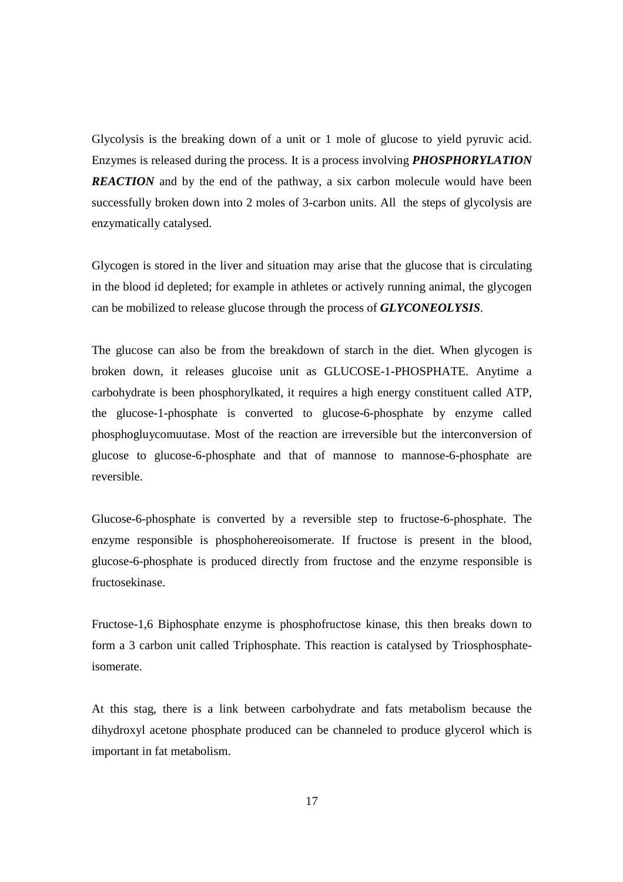Glycolysis is the breaking down of a unit or 1 mole of glucose to yield pyruvic acid. Enzymes is released during the process. It is a process involving ***PHOSPHORYLATION REACTION*** and by the end of the pathway, a six carbon molecule would have been successfully broken down into 2 moles of 3-carbon units. All the steps of glycolysis are enzymatically catalysed.

Glycogen is stored in the liver and situation may arise that the glucose that is circulating in the blood id depleted; for example in athletes or actively running animal, the glycogen can be mobilized to release glucose through the process of ***GLYCONEOLYSIS***.

The glucose can also be from the breakdown of starch in the diet. When glycogen is broken down, it releases glucoise unit as GLUCOSE-1-PHOSPHATE. Anytime a carbohydrate is been phosphorylkated, it requires a high energy constituent called ATP, the glucose-1-phosphate is converted to glucose-6-phosphate by enzyme called phosphogluycomuutase. Most of the reaction are irreversible but the interconversion of glucose to glucose-6-phosphate and that of mannose to mannose-6-phosphate are reversible.

Glucose-6-phosphate is converted by a reversible step to fructose-6-phosphate. The enzyme responsible is phosphohereoisomerate. If fructose is present in the blood, glucose-6-phosphate is produced directly from fructose and the enzyme responsible is fructosekinase.

Fructose-1,6 Biphosphate enzyme is phosphofructose kinase, this then breaks down to form a 3 carbon unit called Triphosphate. This reaction is catalysed by Triosphosphate-isomerate.

At this stag, there is a link between carbohydrate and fats metabolism because the dihydroxyl acetone phosphate produced can be channeled to produce glycerol which is important in fat metabolism.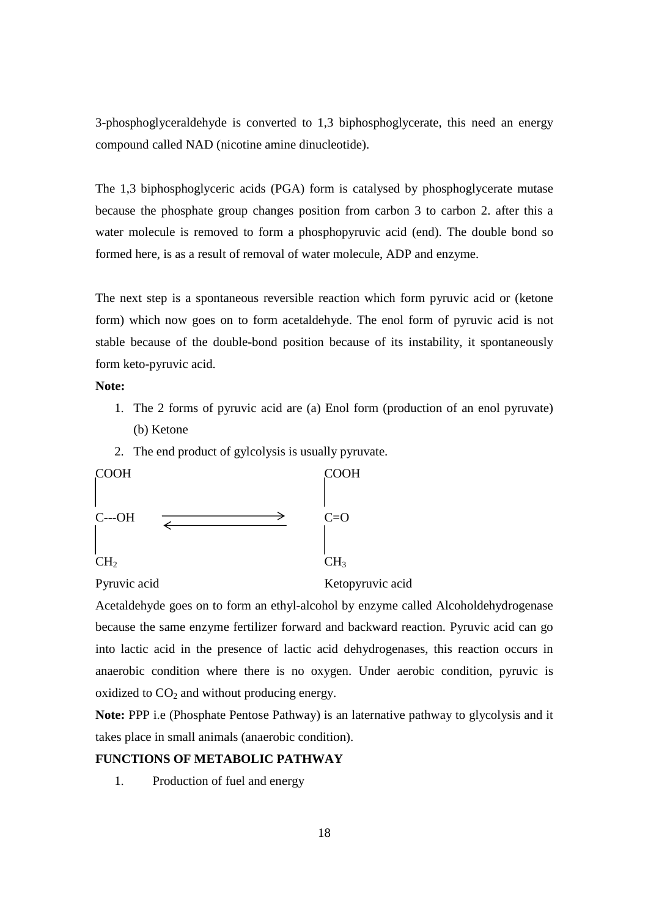3-phosphoglyceraldehyde is converted to 1,3 biphosphoglycerate, this need an energy compound called NAD (nicotine amine dinucleotide).

The 1,3 biphosphoglyceric acids (PGA) form is catalysed by phosphoglycerate mutase because the phosphate group changes position from carbon 3 to carbon 2. after this a water molecule is removed to form a phosphopyruvic acid (end). The double bond so formed here, is as a result of removal of water molecule, ADP and enzyme.

The next step is a spontaneous reversible reaction which form pyruvic acid or (ketone form) which now goes on to form acetaldehyde. The enol form of pyruvic acid is not stable because of the double-bond position because of its instability, it spontaneously form keto-pyruvic acid.

**Note:**

1. The 2 forms of pyruvic acid are (a) Enol form (production of an enol pyruvate) (b) Ketone
2. The end product of gylcolysis is usually pyruvate.

```
COOH                          COOH
 |                             |
C---OH    <========>          C=O
 |                             |
CH2                           CH3
Pyruvic acid                  Ketopyruvic acid
```

Acetaldehyde goes on to form an ethyl-alcohol by enzyme called Alcoholdehydrogenase because the same enzyme fertilizer forward and backward reaction. Pyruvic acid can go into lactic acid in the presence of lactic acid dehydrogenases, this reaction occurs in anaerobic condition where there is no oxygen. Under aerobic condition, pyruvic is oxidized to $CO_2$ and without producing energy.

**Note:** PPP i.e (Phosphate Pentose Pathway) is an laternative pathway to glycolysis and it takes place in small animals (anaerobic condition).

**FUNCTIONS OF METABOLIC PATHWAY**

1. Production of fuel and energy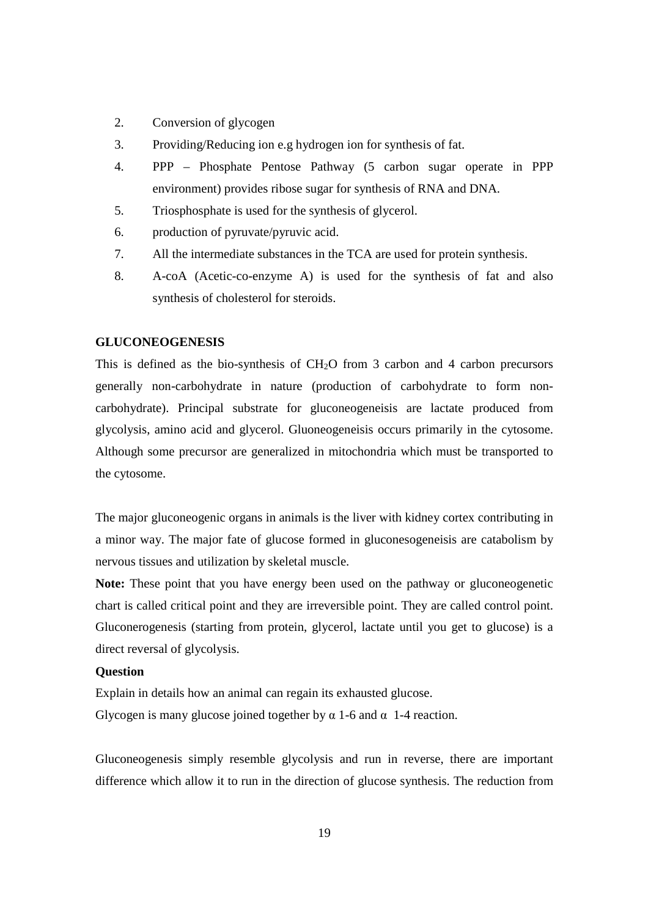2. Conversion of glycogen
3. Providing/Reducing ion e.g hydrogen ion for synthesis of fat.
4. PPP – Phosphate Pentose Pathway (5 carbon sugar operate in PPP environment) provides ribose sugar for synthesis of RNA and DNA.
5. Triosphosphate is used for the synthesis of glycerol.
6. production of pyruvate/pyruvic acid.
7. All the intermediate substances in the TCA are used for protein synthesis.
8. A-coA (Acetic-co-enzyme A) is used for the synthesis of fat and also synthesis of cholesterol for steroids.

**GLUCONEOGENESIS**

This is defined as the bio-synthesis of $CH_2O$ from 3 carbon and 4 carbon precursors generally non-carbohydrate in nature (production of carbohydrate to form non-carbohydrate). Principal substrate for gluconeogeneisis are lactate produced from glycolysis, amino acid and glycerol. Gluoneogeneisis occurs primarily in the cytosome. Although some precursor are generalized in mitochondria which must be transported to the cytosome.

The major gluconeogenic organs in animals is the liver with kidney cortex contributing in a minor way. The major fate of glucose formed in gluconesogeneisis are catabolism by nervous tissues and utilization by skeletal muscle.

**Note:** These point that you have energy been used on the pathway or gluconeogenetic chart is called critical point and they are irreversible point. They are called control point. Gluconerogenesis (starting from protein, glycerol, lactate until you get to glucose) is a direct reversal of glycolysis.

**Question**

Explain in details how an animal can regain its exhausted glucose.

Glycogen is many glucose joined together by α 1-6 and α 1-4 reaction.

Gluconeogenesis simply resemble glycolysis and run in reverse, there are important difference which allow it to run in the direction of glucose synthesis. The reduction from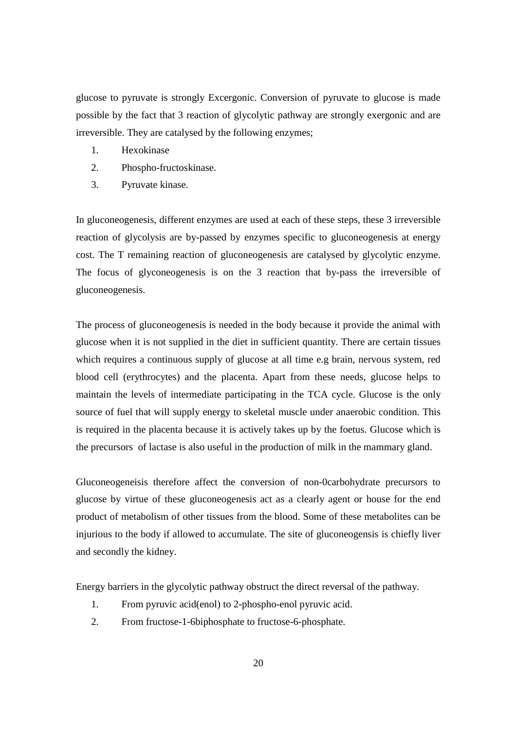glucose to pyruvate is strongly Excergonic. Conversion of pyruvate to glucose is made possible by the fact that 3 reaction of glycolytic pathway are strongly exergonic and are irreversible. They are catalysed by the following enzymes;

1. Hexokinase
2. Phospho-fructoskinase.
3. Pyruvate kinase.

In gluconeogenesis, different enzymes are used at each of these steps, these 3 irreversible reaction of glycolysis are by-passed by enzymes specific to gluconeogenesis at energy cost. The T remaining reaction of gluconeogenesis are catalysed by glycolytic enzyme. The focus of glyconeogenesis is on the 3 reaction that by-pass the irreversible of gluconeogenesis.

The process of gluconeogenesis is needed in the body because it provide the animal with glucose when it is not supplied in the diet in sufficient quantity. There are certain tissues which requires a continuous supply of glucose at all time e.g brain, nervous system, red blood cell (erythrocytes) and the placenta. Apart from these needs, glucose helps to maintain the levels of intermediate participating in the TCA cycle. Glucose is the only source of fuel that will supply energy to skeletal muscle under anaerobic condition. This is required in the placenta because it is actively takes up by the foetus. Glucose which is the precursors of lactase is also useful in the production of milk in the mammary gland.

Gluconeogeneisis therefore affect the conversion of non-0carbohydrate precursors to glucose by virtue of these gluconeogenesis act as a clearly agent or house for the end product of metabolism of other tissues from the blood. Some of these metabolites can be injurious to the body if allowed to accumulate. The site of gluconeogensis is chiefly liver and secondly the kidney.

Energy barriers in the glycolytic pathway obstruct the direct reversal of the pathway.

1. From pyruvic acid(enol) to 2-phospho-enol pyruvic acid.
2. From fructose-1-6biphosphate to fructose-6-phosphate.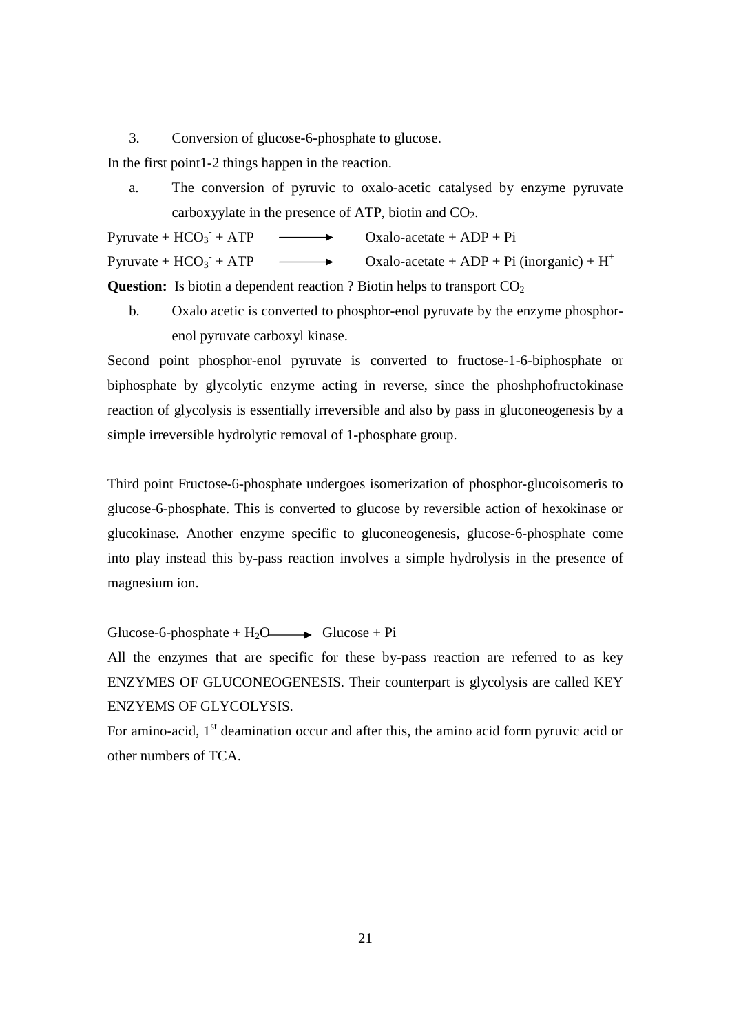3. Conversion of glucose-6-phosphate to glucose.

In the first point1-2 things happen in the reaction.

a. The conversion of pyruvic to oxalo-acetic catalysed by enzyme pyruvate carboxyylate in the presence of ATP, biotin and $CO_2$.

Pyruvate + $HCO_3^-$ + ATP $\longrightarrow$ Oxalo-acetate + ADP + Pi

Pyruvate + $HCO_3^-$ + ATP $\longrightarrow$ Oxalo-acetate + ADP + Pi (inorganic) + $H^+$

**Question:** Is biotin a dependent reaction ? Biotin helps to transport $CO_2$

b. Oxalo acetic is converted to phosphor-enol pyruvate by the enzyme phosphor-enol pyruvate carboxyl kinase.

Second point phosphor-enol pyruvate is converted to fructose-1-6-biphosphate or biphosphate by glycolytic enzyme acting in reverse, since the phoshphofructokinase reaction of glycolysis is essentially irreversible and also by pass in gluconeogenesis by a simple irreversible hydrolytic removal of 1-phosphate group.

Third point Fructose-6-phosphate undergoes isomerization of phosphor-glucoisomeris to glucose-6-phosphate. This is converted to glucose by reversible action of hexokinase or glucokinase. Another enzyme specific to gluconeogenesis, glucose-6-phosphate come into play instead this by-pass reaction involves a simple hydrolysis in the presence of magnesium ion.

Glucose-6-phosphate + $H_2O$ $\longrightarrow$ Glucose + Pi

All the enzymes that are specific for these by-pass reaction are referred to as key ENZYMES OF GLUCONEOGENESIS. Their counterpart is glycolysis are called KEY ENZYEMS OF GLYCOLYSIS.

For amino-acid, 1st deamination occur and after this, the amino acid form pyruvic acid or other numbers of TCA.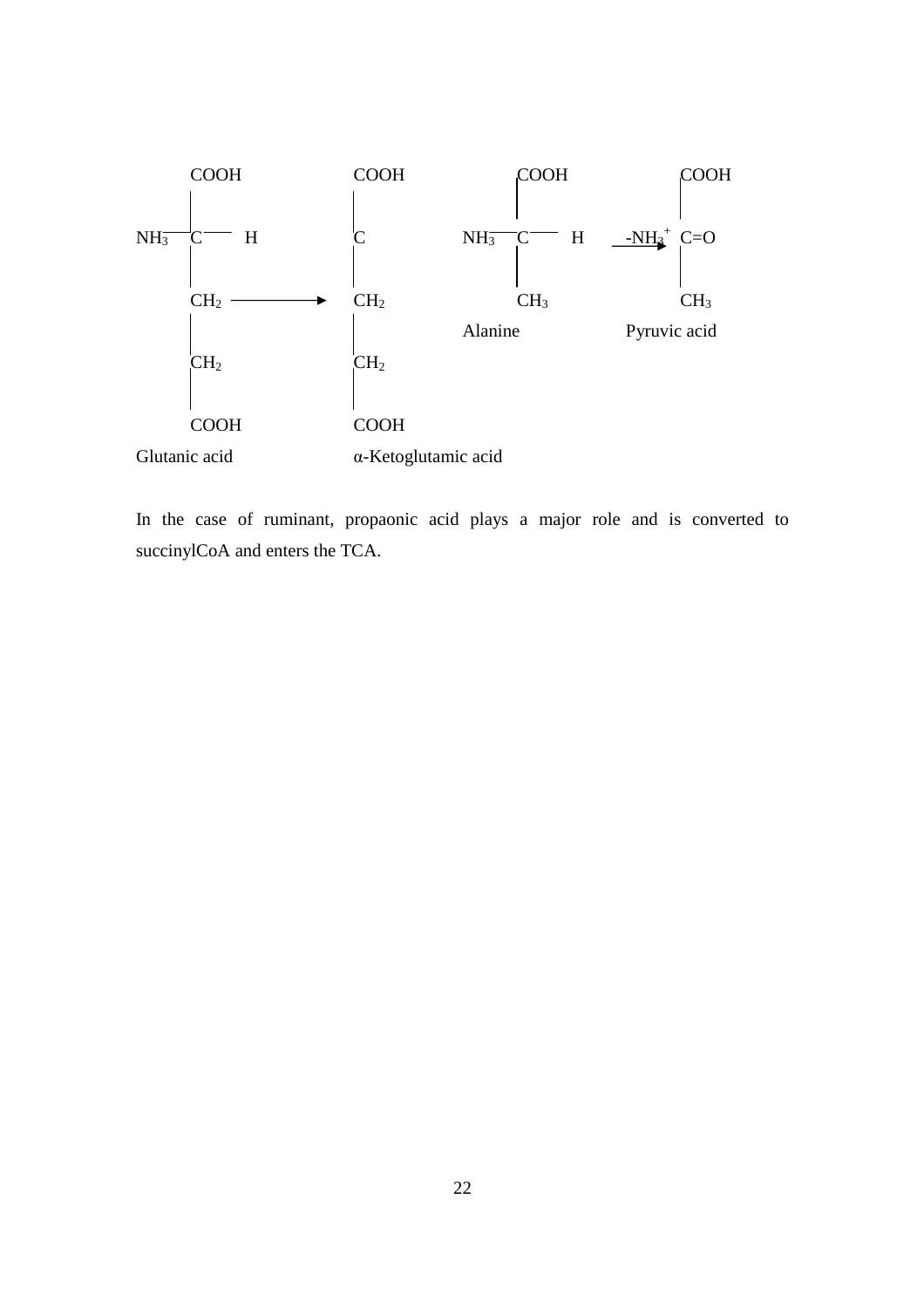```
        COOH                 COOH                   COOH                  COOH
         |                    |                      |                     |
NH3 ——  C ——  H               C            NH3 ——  C ——  H    -NH3+      C=O
         |                    |                      |        ———→         |
        CH2  ——————————→     CH2                    CH3                   CH3
         |                    |                   Alanine            Pyruvic acid
        CH2                  CH2
         |                    |
        COOH                 COOH
Glutanic acid          α-Ketoglutamic acid
```

In the case of ruminant, propaonic acid plays a major role and is converted to succinylCoA and enters the TCA.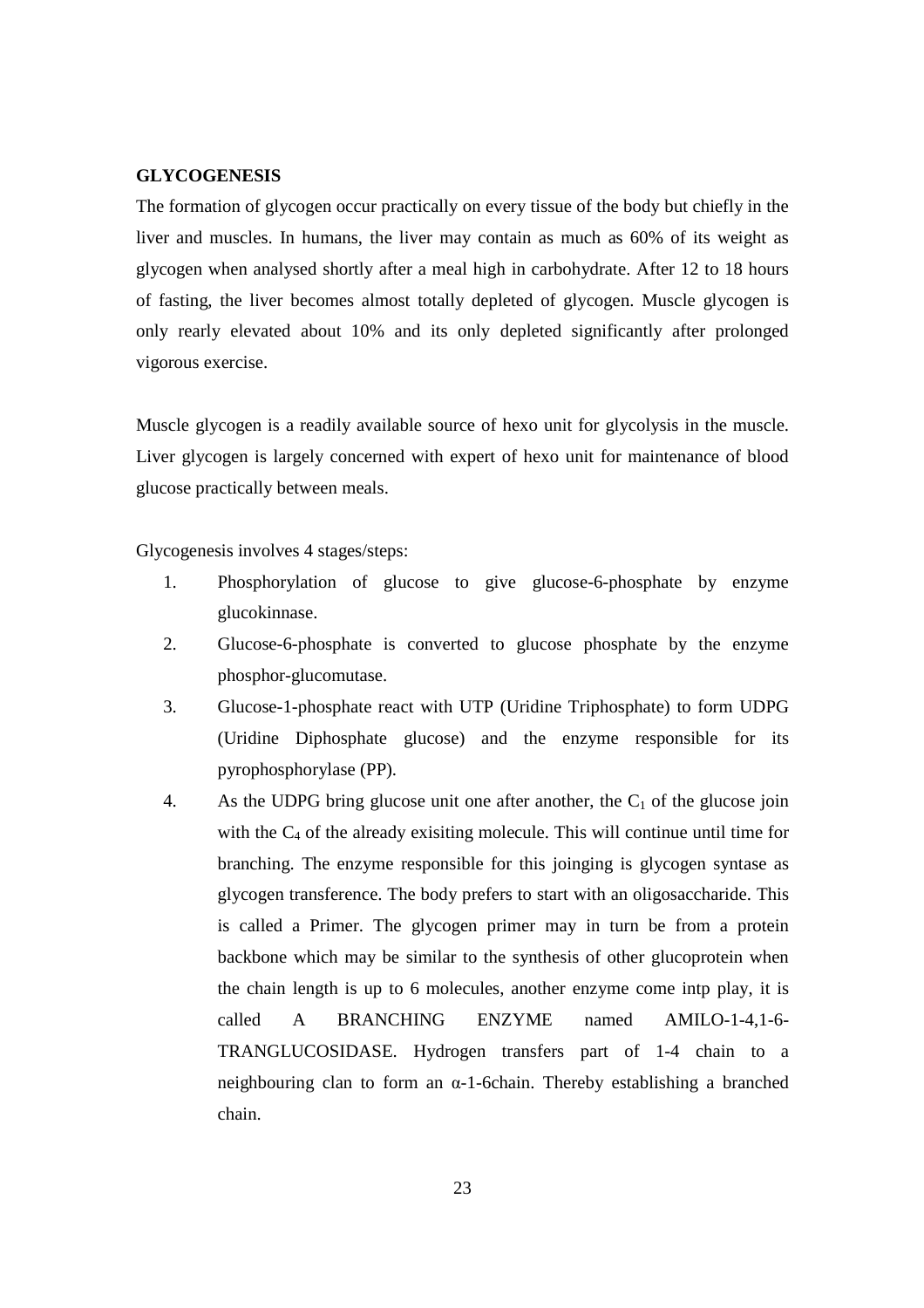**GLYCOGENESIS**

The formation of glycogen occur practically on every tissue of the body but chiefly in the liver and muscles. In humans, the liver may contain as much as 60% of its weight as glycogen when analysed shortly after a meal high in carbohydrate. After 12 to 18 hours of fasting, the liver becomes almost totally depleted of glycogen. Muscle glycogen is only rearly elevated about 10% and its only depleted significantly after prolonged vigorous exercise.

Muscle glycogen is a readily available source of hexo unit for glycolysis in the muscle. Liver glycogen is largely concerned with expert of hexo unit for maintenance of blood glucose practically between meals.

Glycogenesis involves 4 stages/steps:

1. Phosphorylation of glucose to give glucose-6-phosphate by enzyme glucokinnase.
2. Glucose-6-phosphate is converted to glucose phosphate by the enzyme phosphor-glucomutase.
3. Glucose-1-phosphate react with UTP (Uridine Triphosphate) to form UDPG (Uridine Diphosphate glucose) and the enzyme responsible for its pyrophosphorylase (PP).
4. As the UDPG bring glucose unit one after another, the $C_1$ of the glucose join with the $C_4$ of the already exisiting molecule. This will continue until time for branching. The enzyme responsible for this joinging is glycogen syntase as glycogen transference. The body prefers to start with an oligosaccharide. This is called a Primer. The glycogen primer may in turn be from a protein backbone which may be similar to the synthesis of other glucoprotein when the chain length is up to 6 molecules, another enzyme come intp play, it is called A BRANCHING ENZYME named AMILO-1-4,1-6-TRANGLUCOSIDASE. Hydrogen transfers part of 1-4 chain to a neighbouring clan to form an α-1-6chain. Thereby establishing a branched chain.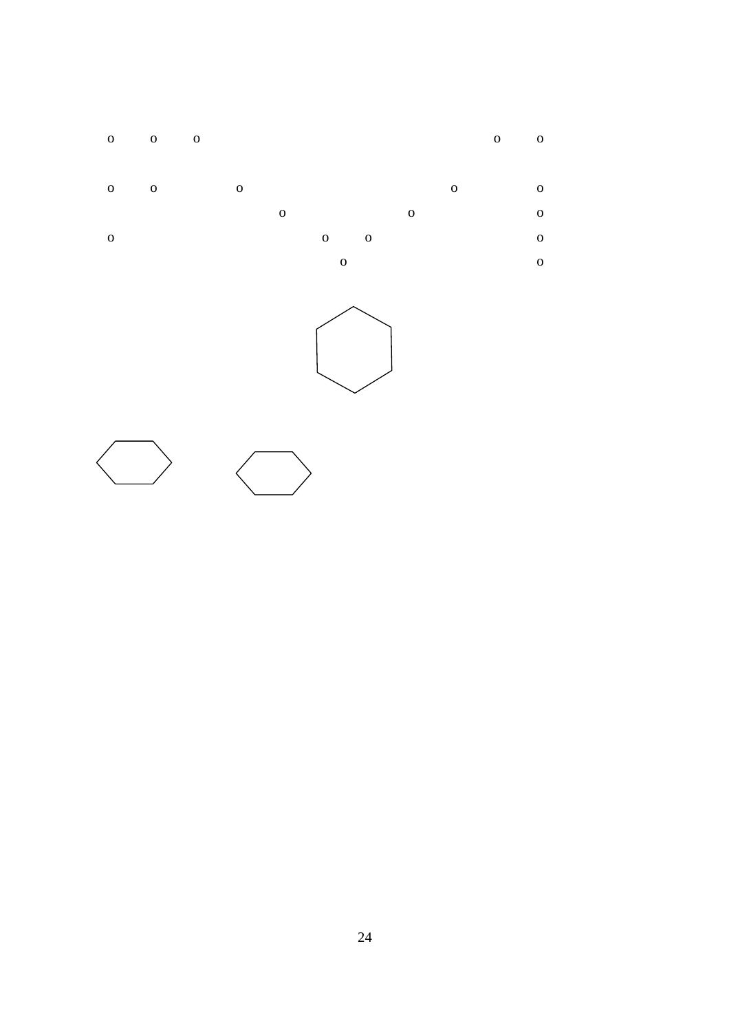```
o o o               o o

o o   o           o   o
        o       o     o
o         o o         o
           o          o
```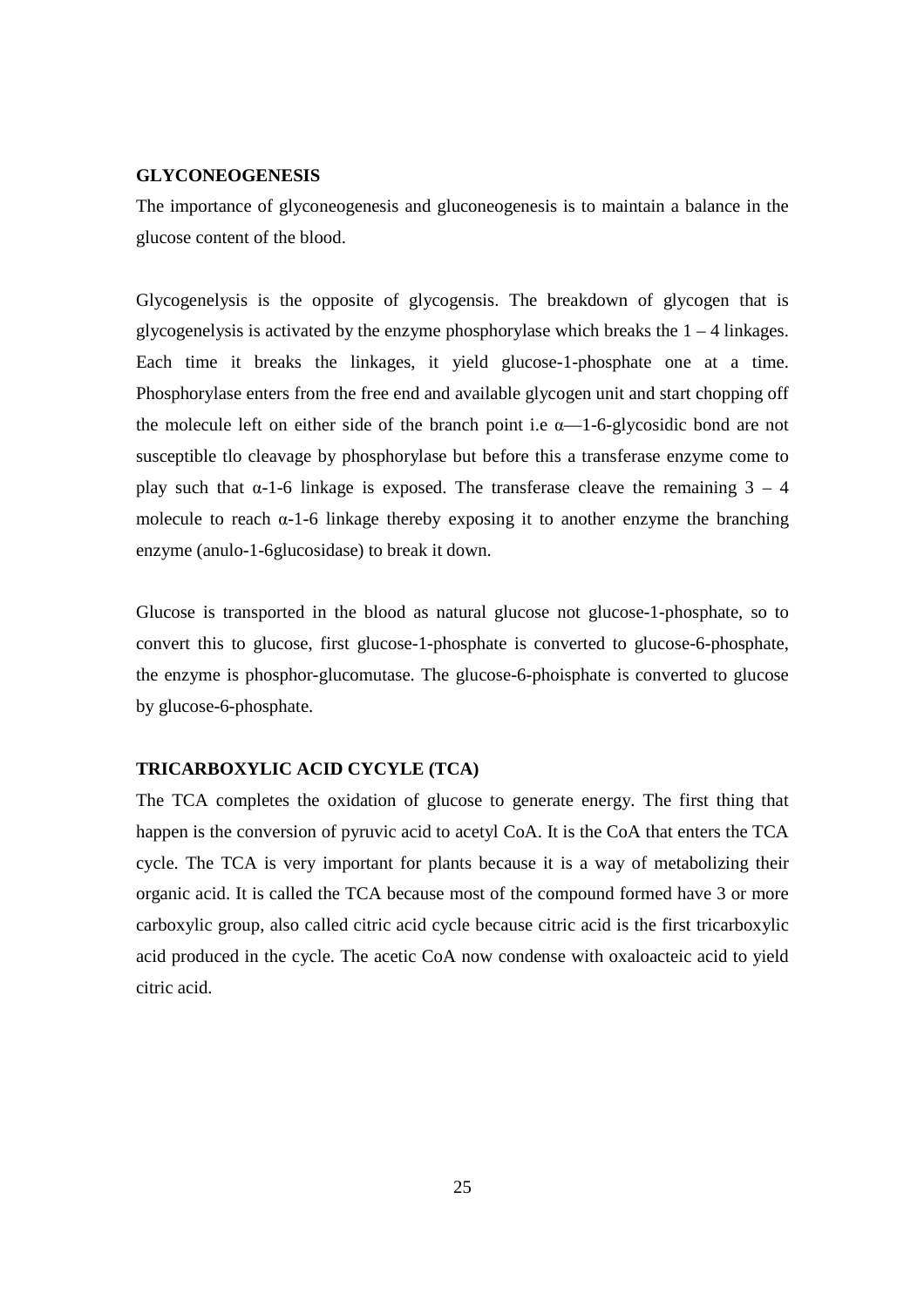**GLYCONEOGENESIS**

The importance of glyconeogenesis and gluconeogenesis is to maintain a balance in the glucose content of the blood.

Glycogenelysis is the opposite of glycogensis. The breakdown of glycogen that is glycogenelysis is activated by the enzyme phosphorylase which breaks the 1 – 4 linkages. Each time it breaks the linkages, it yield glucose-1-phosphate one at a time. Phosphorylase enters from the free end and available glycogen unit and start chopping off the molecule left on either side of the branch point i.e α—1-6-glycosidic bond are not susceptible tlo cleavage by phosphorylase but before this a transferase enzyme come to play such that α-1-6 linkage is exposed. The transferase cleave the remaining 3 – 4 molecule to reach α-1-6 linkage thereby exposing it to another enzyme the branching enzyme (anulo-1-6glucosidase) to break it down.

Glucose is transported in the blood as natural glucose not glucose-1-phosphate, so to convert this to glucose, first glucose-1-phosphate is converted to glucose-6-phosphate, the enzyme is phosphor-glucomutase. The glucose-6-phoisphate is converted to glucose by glucose-6-phosphate.

**TRICARBOXYLIC ACID CYCYLE (TCA)**

The TCA completes the oxidation of glucose to generate energy. The first thing that happen is the conversion of pyruvic acid to acetyl CoA. It is the CoA that enters the TCA cycle. The TCA is very important for plants because it is a way of metabolizing their organic acid. It is called the TCA because most of the compound formed have 3 or more carboxylic group, also called citric acid cycle because citric acid is the first tricarboxylic acid produced in the cycle. The acetic CoA now condense with oxaloacteic acid to yield citric acid.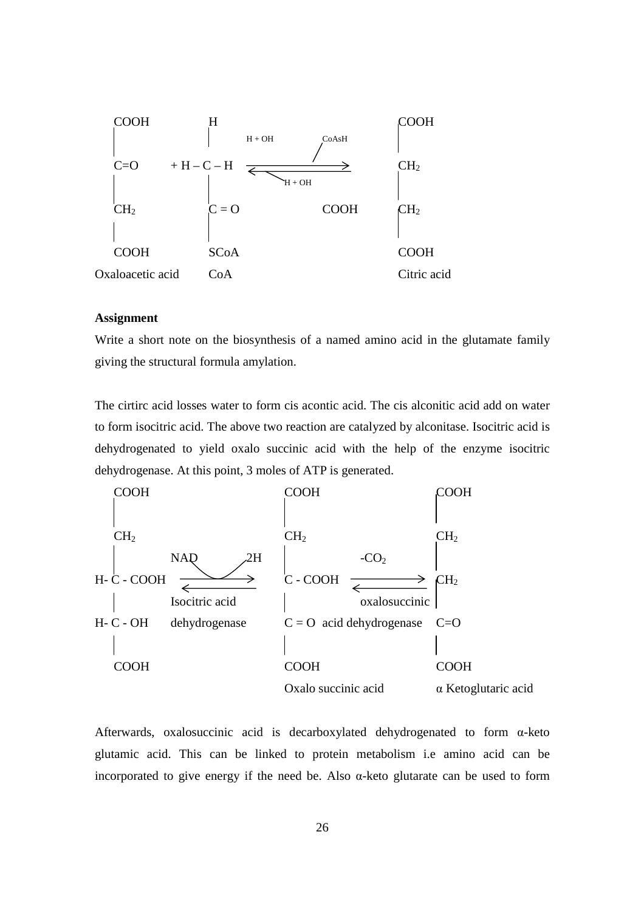```
COOH            H                                        COOH
 |              |      H + OH         CoAsH               |
C=O        + H – C – H  ⇌                                CH₂
 |              |             H + OH                      |
CH₂            C = O                  COOH               CH₂
 |              |                                         |
COOH           SCoA                                      COOH
Oxaloacetic acid  CoA                                    Citric acid
```

**Assignment**

Write a short note on the biosynthesis of a named amino acid in the glutamate family giving the structural formula amylation.

The cirtirc acid losses water to form cis acontic acid. The cis alconitic acid add on water to form isocitric acid. The above two reaction are catalyzed by alconitase. Isocitric acid is dehydrogenated to yield oxalo succinic acid with the help of the enzyme isocitric dehydrogenase. At this point, 3 moles of ATP is generated.

```
   COOH                          COOH                          COOH
    |                             |                             |
   CH₂                           CH₂                           CH₂
    |        NAD      2H          |            -CO₂             |
H- C - COOH   ⇌              C - COOH           ⇌              CH₂
    |      Isocitric acid         |          oxalosuccinic      |
H- C - OH  dehydrogenase     C = O  acid dehydrogenase         C=O
    |                             |                             |
   COOH                          COOH                          COOH
                             Oxalo succinic acid          α Ketoglutaric acid
```

Afterwards, oxalosuccinic acid is decarboxylated dehydrogenated to form α-keto glutamic acid. This can be linked to protein metabolism i.e amino acid can be incorporated to give energy if the need be. Also α-keto glutarate can be used to form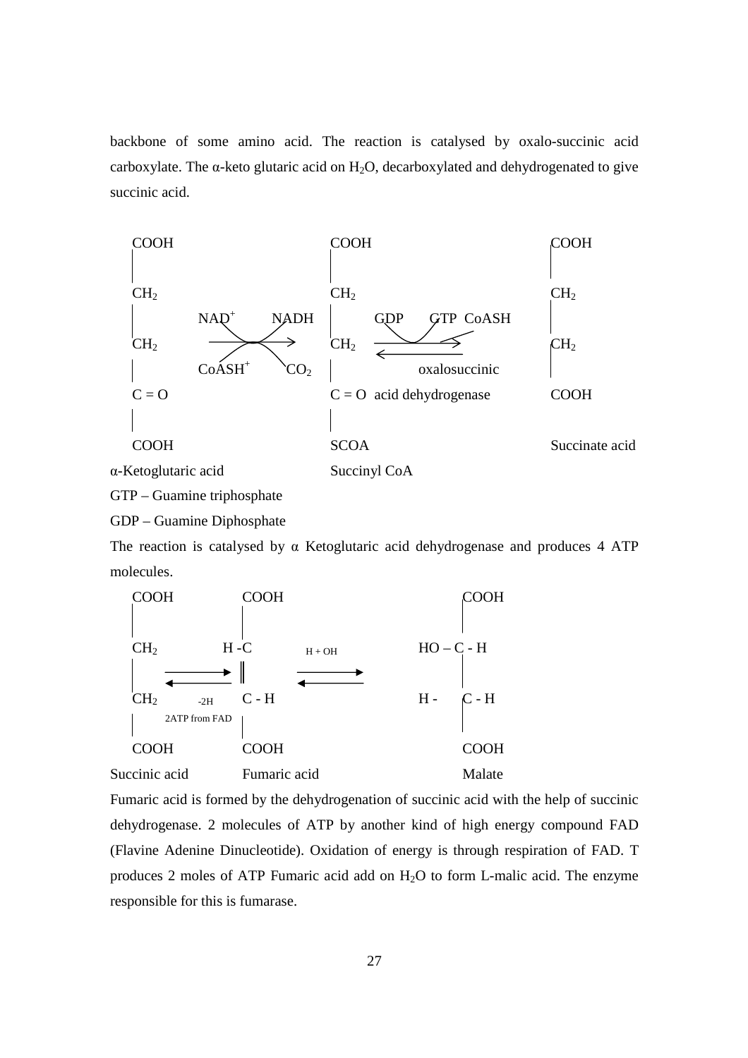backbone of some amino acid. The reaction is catalysed by oxalo-succinic acid carboxylate. The α-keto glutaric acid on $H_2O$, decarboxylated and dehydrogenated to give succinic acid.

```
COOH                         COOH                                  COOH
 |                            |                                     |
CH2                          CH2                                   CH2
        NAD+       NADH             GDP      GTP  CoASH             |
 |                            |                                     |
CH2     ------------->       CH2    ------------------->           CH2
 |                            |     <-------------------            |
        CoASH+     CO2                      oxalosuccinic
C = O                        C = O  acid dehydrogenase             COOH
 |                            |
COOH                         SCOA                                  Succinate acid
α-Ketoglutaric acid          Succinyl CoA
```

GTP – Guamine triphosphate

GDP – Guamine Diphosphate

The reaction is catalysed by α Ketoglutaric acid dehydrogenase and produces 4 ATP molecules.

```
COOH              COOH                          COOH
 |                 |                             |
CH2               H -C        H + OH        HO – C - H
 |    ------->     ‖        -------->            |
 |    <-------     ‖        <--------            |
CH2     -2H       C - H                      H - C - H
     2ATP from FAD |                             |
COOH              COOH                          COOH
Succinic acid     Fumaric acid                  Malate
```

Fumaric acid is formed by the dehydrogenation of succinic acid with the help of succinic dehydrogenase. 2 molecules of ATP by another kind of high energy compound FAD (Flavine Adenine Dinucleotide). Oxidation of energy is through respiration of FAD. T produces 2 moles of ATP Fumaric acid add on $H_2O$ to form L-malic acid. The enzyme responsible for this is fumarase.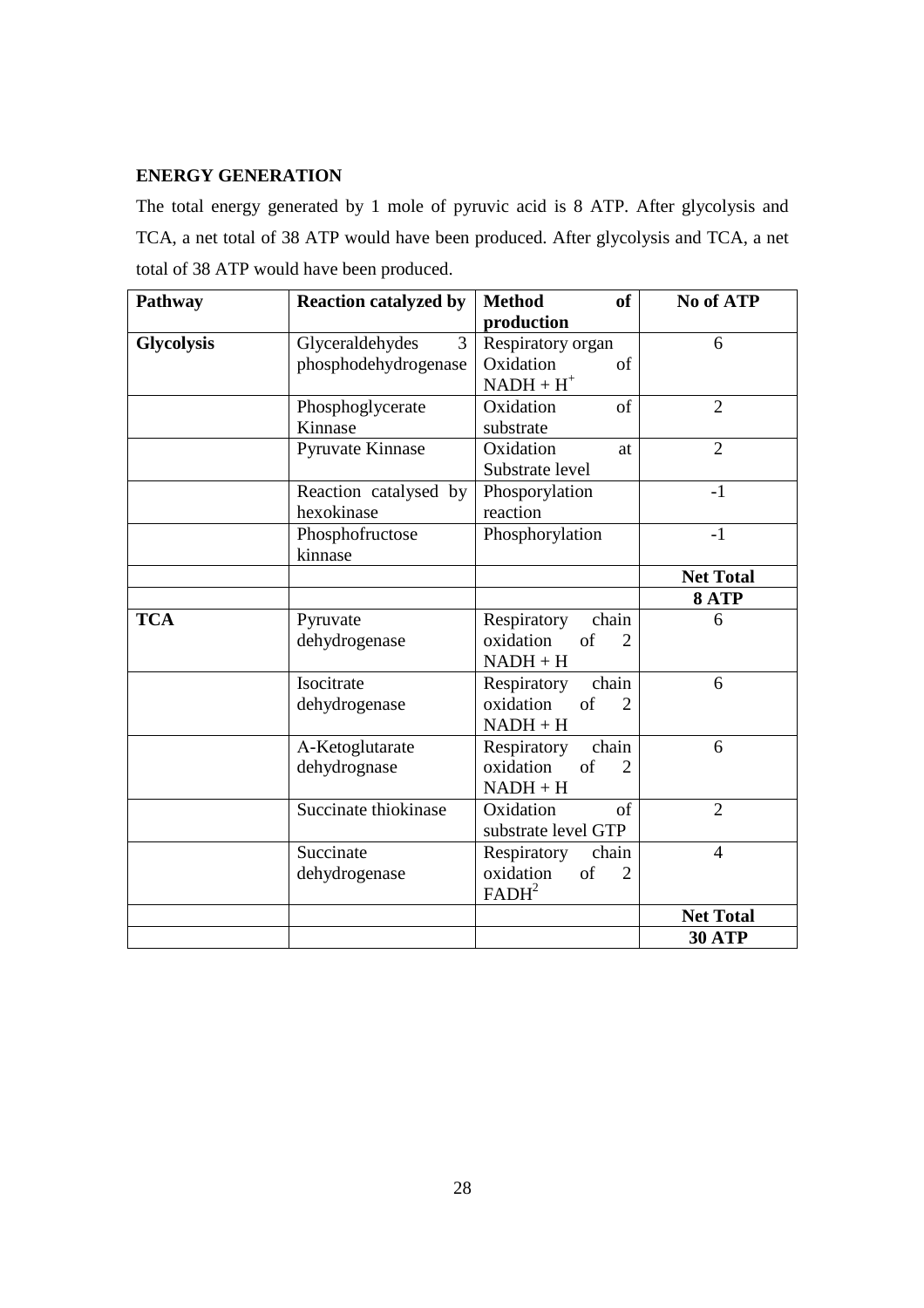**ENERGY GENERATION**

The total energy generated by 1 mole of pyruvic acid is 8 ATP. After glycolysis and TCA, a net total of 38 ATP would have been produced. After glycolysis and TCA, a net total of 38 ATP would have been produced.

| Pathway | Reaction catalyzed by | Method of production | No of ATP |
|---|---|---|---|
| **Glycolysis** | Glyceraldehydes 3 phosphodehydrogenase | Respiratory organ Oxidation of $NADH + H^+$ | 6 |
| | Phosphoglycerate Kinnase | Oxidation of substrate | 2 |
| | Pyruvate Kinnase | Oxidation at Substrate level | 2 |
| | Reaction catalysed by hexokinase | Phosporylation reaction | -1 |
| | Phosphofructose kinnase | Phosphorylation | -1 |
| | | | **Net Total** |
| | | | **8 ATP** |
| **TCA** | Pyruvate dehydrogenase | Respiratory chain oxidation of 2 NADH + H | 6 |
| | Isocitrate dehydrogenase | Respiratory chain oxidation of 2 NADH + H | 6 |
| | A-Ketoglutarate dehydrognase | Respiratory chain oxidation of 2 NADH + H | 6 |
| | Succinate thiokinase | Oxidation of substrate level GTP | 2 |
| | Succinate dehydrogenase | Respiratory chain oxidation of 2 $FADH^2$ | 4 |
| | | | **Net Total** |
| | | | **30 ATP** |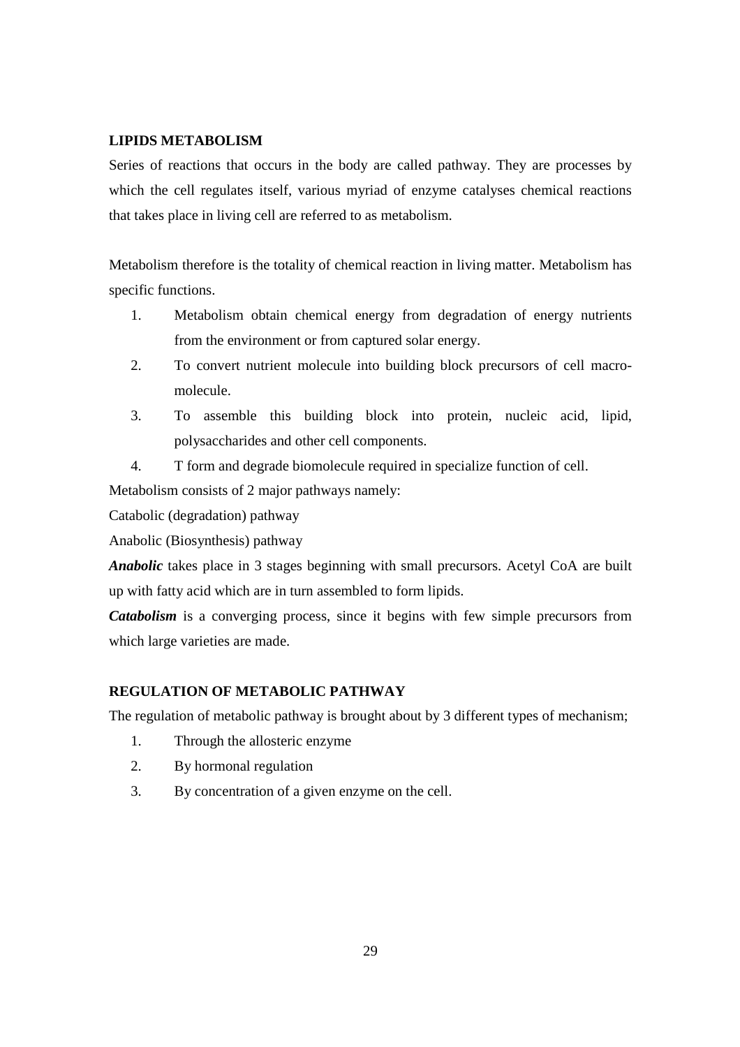**LIPIDS METABOLISM**

Series of reactions that occurs in the body are called pathway. They are processes by which the cell regulates itself, various myriad of enzyme catalyses chemical reactions that takes place in living cell are referred to as metabolism.

Metabolism therefore is the totality of chemical reaction in living matter. Metabolism has specific functions.

1. Metabolism obtain chemical energy from degradation of energy nutrients from the environment or from captured solar energy.
2. To convert nutrient molecule into building block precursors of cell macro-molecule.
3. To assemble this building block into protein, nucleic acid, lipid, polysaccharides and other cell components.
4. T form and degrade biomolecule required in specialize function of cell.

Metabolism consists of 2 major pathways namely:

Catabolic (degradation) pathway

Anabolic (Biosynthesis) pathway

***Anabolic*** takes place in 3 stages beginning with small precursors. Acetyl CoA are built up with fatty acid which are in turn assembled to form lipids.

***Catabolism*** is a converging process, since it begins with few simple precursors from which large varieties are made.

**REGULATION OF METABOLIC PATHWAY**

The regulation of metabolic pathway is brought about by 3 different types of mechanism;

1. Through the allosteric enzyme
2. By hormonal regulation
3. By concentration of a given enzyme on the cell.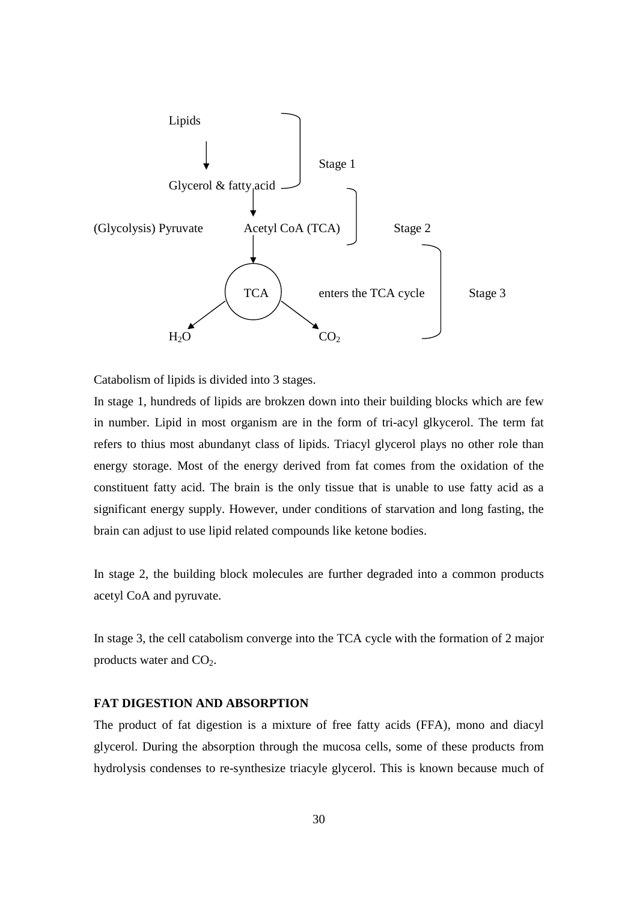Lipids

↓ Stage 1

Glycerol & fatty acid

↓

(Glycolysis) Pyruvate Acetyl CoA (TCA) Stage 2

↓

TCA enters the TCA cycle Stage 3

$H_2O$ $CO_2$

Catabolism of lipids is divided into 3 stages.

In stage 1, hundreds of lipids are brokzen down into their building blocks which are few in number. Lipid in most organism are in the form of tri-acyl glkycerol. The term fat refers to thius most abundanyt class of lipids. Triacyl glycerol plays no other role than energy storage. Most of the energy derived from fat comes from the oxidation of the constituent fatty acid. The brain is the only tissue that is unable to use fatty acid as a significant energy supply. However, under conditions of starvation and long fasting, the brain can adjust to use lipid related compounds like ketone bodies.

In stage 2, the building block molecules are further degraded into a common products acetyl CoA and pyruvate.

In stage 3, the cell catabolism converge into the TCA cycle with the formation of 2 major products water and $CO_2$.

**FAT DIGESTION AND ABSORPTION**

The product of fat digestion is a mixture of free fatty acids (FFA), mono and diacyl glycerol. During the absorption through the mucosa cells, some of these products from hydrolysis condenses to re-synthesize triacyle glycerol. This is known because much of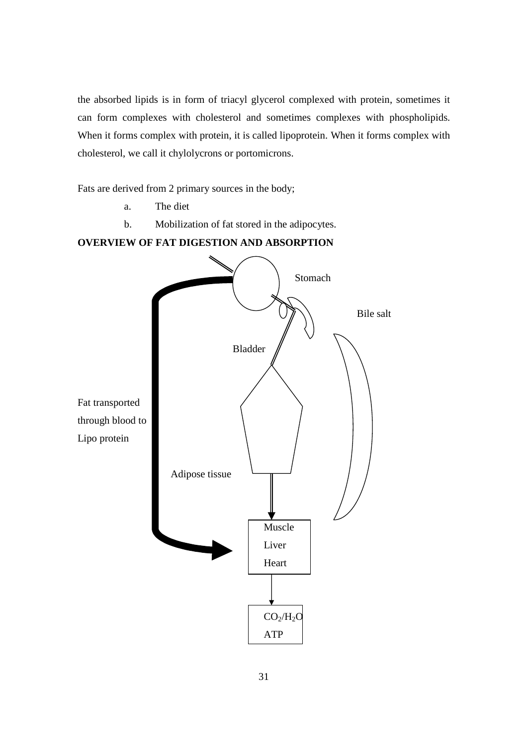the absorbed lipids is in form of triacyl glycerol complexed with protein, sometimes it can form complexes with cholesterol and sometimes complexes with phospholipids. When it forms complex with protein, it is called lipoprotein. When it forms complex with cholesterol, we call it chylolycrons or portomicrons.

Fats are derived from 2 primary sources in the body;

a. The diet
b. Mobilization of fat stored in the adipocytes.

**OVERVIEW OF FAT DIGESTION AND ABSORPTION**

Stomach

Bile salt

Bladder

Fat transported through blood to Lipo protein

Adipose tissue

Muscle
Liver
Heart

$CO_2/H_2O$
ATP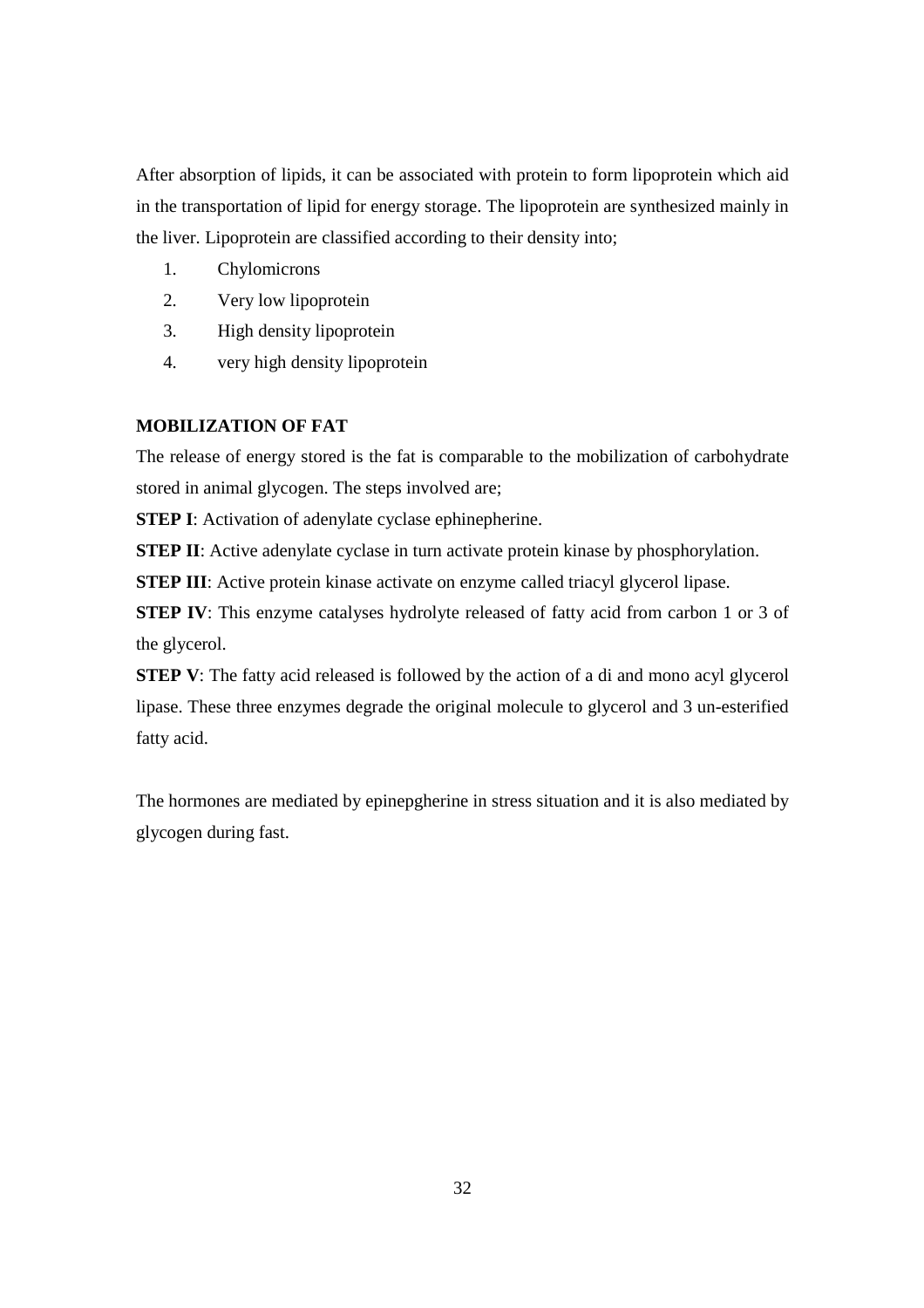After absorption of lipids, it can be associated with protein to form lipoprotein which aid in the transportation of lipid for energy storage. The lipoprotein are synthesized mainly in the liver. Lipoprotein are classified according to their density into;

1. Chylomicrons
2. Very low lipoprotein
3. High density lipoprotein
4. very high density lipoprotein

**MOBILIZATION OF FAT**

The release of energy stored is the fat is comparable to the mobilization of carbohydrate stored in animal glycogen. The steps involved are;

**STEP I**: Activation of adenylate cyclase ephinepherine.

**STEP II**: Active adenylate cyclase in turn activate protein kinase by phosphorylation.

**STEP III**: Active protein kinase activate on enzyme called triacyl glycerol lipase.

**STEP IV**: This enzyme catalyses hydrolyte released of fatty acid from carbon 1 or 3 of the glycerol.

**STEP V**: The fatty acid released is followed by the action of a di and mono acyl glycerol lipase. These three enzymes degrade the original molecule to glycerol and 3 un-esterified fatty acid.

The hormones are mediated by epinepgherine in stress situation and it is also mediated by glycogen during fast.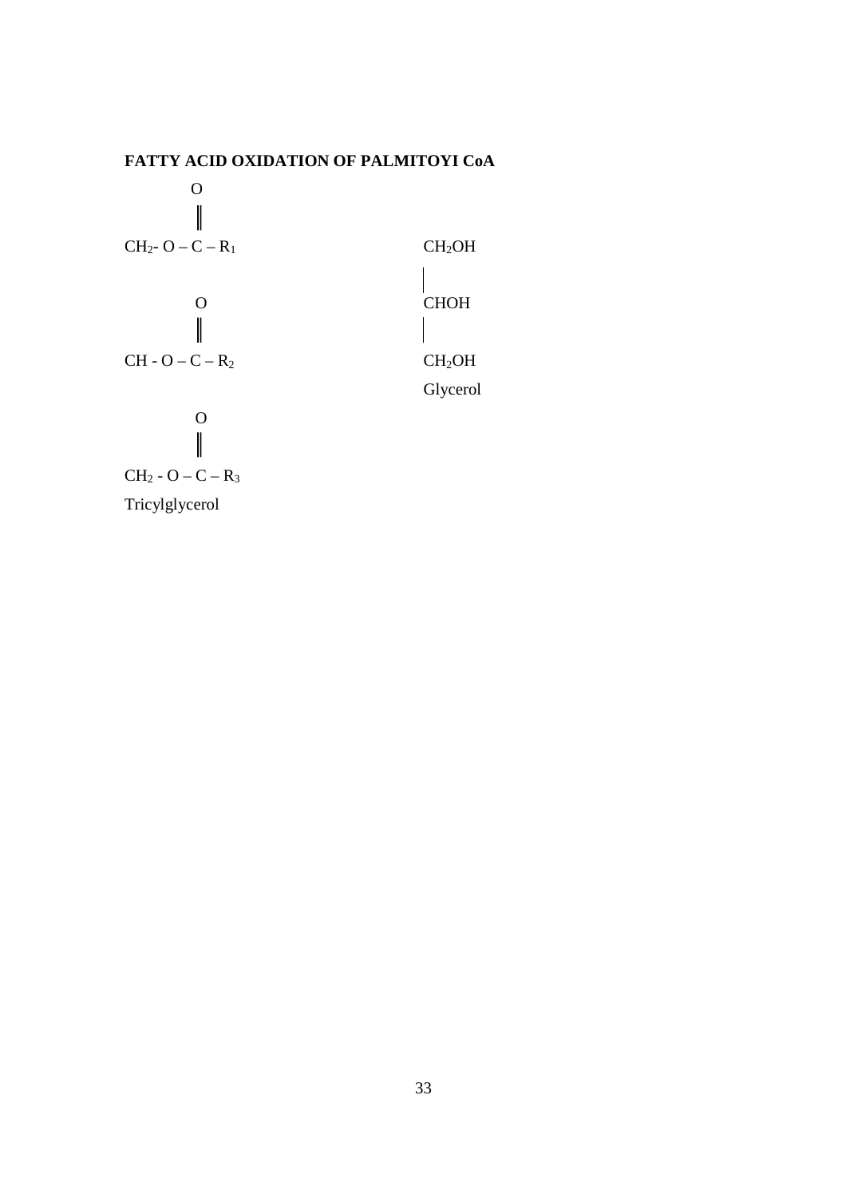**FATTY ACID OXIDATION OF PALMITOYI CoA**

```
         O
         ‖
CH2- O – C – R1                    CH2OH
                                   |
         O                         CHOH
         ‖                         |
CH - O – C – R2                    CH2OH
                                   Glycerol
         O
         ‖
CH2 - O – C – R3
Tricylglycerol
```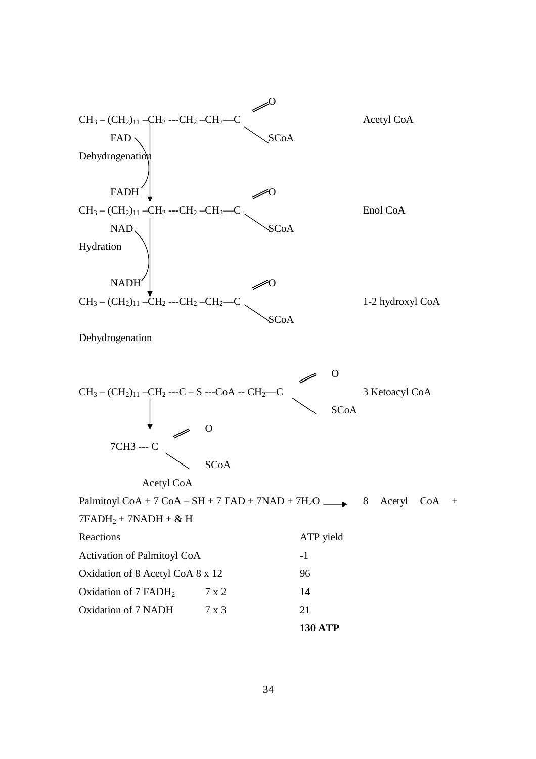$$CH_3 - (CH_2)_{11} - CH_2 - CH_2 - CH_2 - C(=O)SCoA$$

Acetyl CoA

FAD

Dehydrogenation

FADH

$$CH_3 - (CH_2)_{11} - CH_2 - CH_2 - CH_2 - C(=O)SCoA$$

Enol CoA

NAD

Hydration

$NADH^+$

$$CH_3 - (CH_2)_{11} - CH_2 - CH_2 - CH_2 - C(=O)SCoA$$

1-2 hydroxyl CoA

Dehydrogenation

$$CH_3 - (CH_2)_{11} - CH_2 - C - S - CoA - CH_2 - C(=O)SCoA$$

3 Ketoacyl CoA

$$7CH3 - C(=O)SCoA$$

Acetyl CoA

Palmitoyl CoA + 7 CoA – SH + 7 FAD + 7NAD + $7H_2O$ $\longrightarrow$ 8 Acetyl CoA + $7FADH_2$ + 7NADH + & H

| Reactions | | ATP yield |
|---|---|---|
| Activation of Palmitoyl CoA | | -1 |
| Oxidation of 8 Acetyl CoA 8 x 12 | | 96 |
| Oxidation of 7 $FADH_2$ | 7 x 2 | 14 |
| Oxidation of 7 NADH | 7 x 3 | 21 |
| | | **130 ATP** |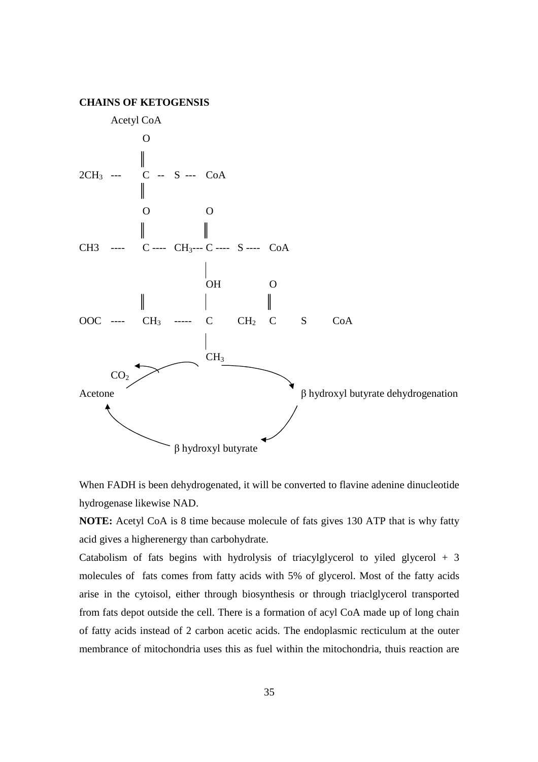**CHAINS OF KETOGENSIS**

Acetyl CoA

```
          O
          ‖
2CH3  ---  C  --  S  ---  CoA
          ‖
          O             O
          ‖             ‖
CH3   ----  C ----  CH3--- C ----  S ----  CoA
                        |
                        OH           O
          ‖             |            ‖
OOC   ----   CH3   -----  C      CH2   C      S      CoA
                        |
                        CH3
     CO2
Acetone                                    β hydroxyl butyrate dehydrogenation

                     β hydroxyl butyrate
```

When FADH is been dehydrogenated, it will be converted to flavine adenine dinucleotide hydrogenase likewise NAD.

**NOTE:** Acetyl CoA is 8 time because molecule of fats gives 130 ATP that is why fatty acid gives a higherenergy than carbohydrate.

Catabolism of fats begins with hydrolysis of triacylglycerol to yiled glycerol + 3 molecules of fats comes from fatty acids with 5% of glycerol. Most of the fatty acids arise in the cytoisol, either through biosynthesis or through triaclglycerol transported from fats depot outside the cell. There is a formation of acyl CoA made up of long chain of fatty acids instead of 2 carbon acetic acids. The endoplasmic recticulum at the outer membrance of mitochondria uses this as fuel within the mitochondria, thuis reaction are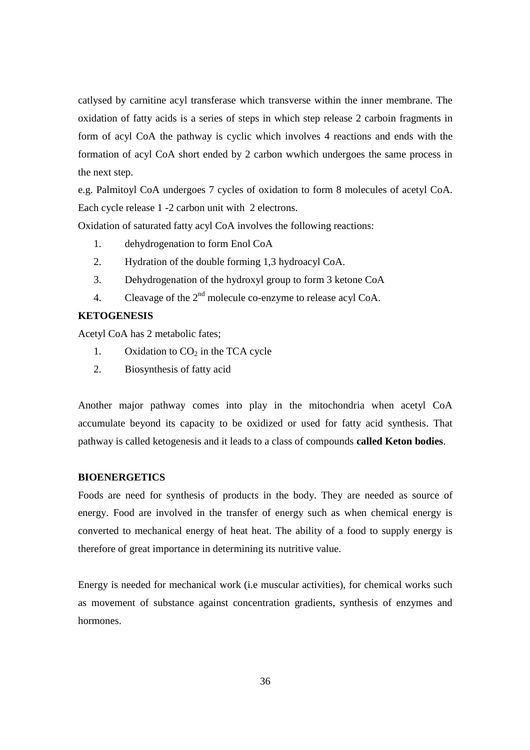catlysed by carnitine acyl transferase which transverse within the inner membrane. The oxidation of fatty acids is a series of steps in which step release 2 carboin fragments in form of acyl CoA the pathway is cyclic which involves 4 reactions and ends with the formation of acyl CoA short ended by 2 carbon wwhich undergoes the same process in the next step.

e.g. Palmitoyl CoA undergoes 7 cycles of oxidation to form 8 molecules of acetyl CoA. Each cycle release 1 -2 carbon unit with 2 electrons.

Oxidation of saturated fatty acyl CoA involves the following reactions:

1. dehydrogenation to form Enol CoA
2. Hydration of the double forming 1,3 hydroacyl CoA.
3. Dehydrogenation of the hydroxyl group to form 3 ketone CoA
4. Cleavage of the 2nd molecule co-enzyme to release acyl CoA.

**KETOGENESIS**

Acetyl CoA has 2 metabolic fates;

1. Oxidation to $CO_2$ in the TCA cycle
2. Biosynthesis of fatty acid

Another major pathway comes into play in the mitochondria when acetyl CoA accumulate beyond its capacity to be oxidized or used for fatty acid synthesis. That pathway is called ketogenesis and it leads to a class of compounds **called Keton bodies**.

**BIOENERGETICS**

Foods are need for synthesis of products in the body. They are needed as source of energy. Food are involved in the transfer of energy such as when chemical energy is converted to mechanical energy of heat heat. The ability of a food to supply energy is therefore of great importance in determining its nutritive value.

Energy is needed for mechanical work (i.e muscular activities), for chemical works such as movement of substance against concentration gradients, synthesis of enzymes and hormones.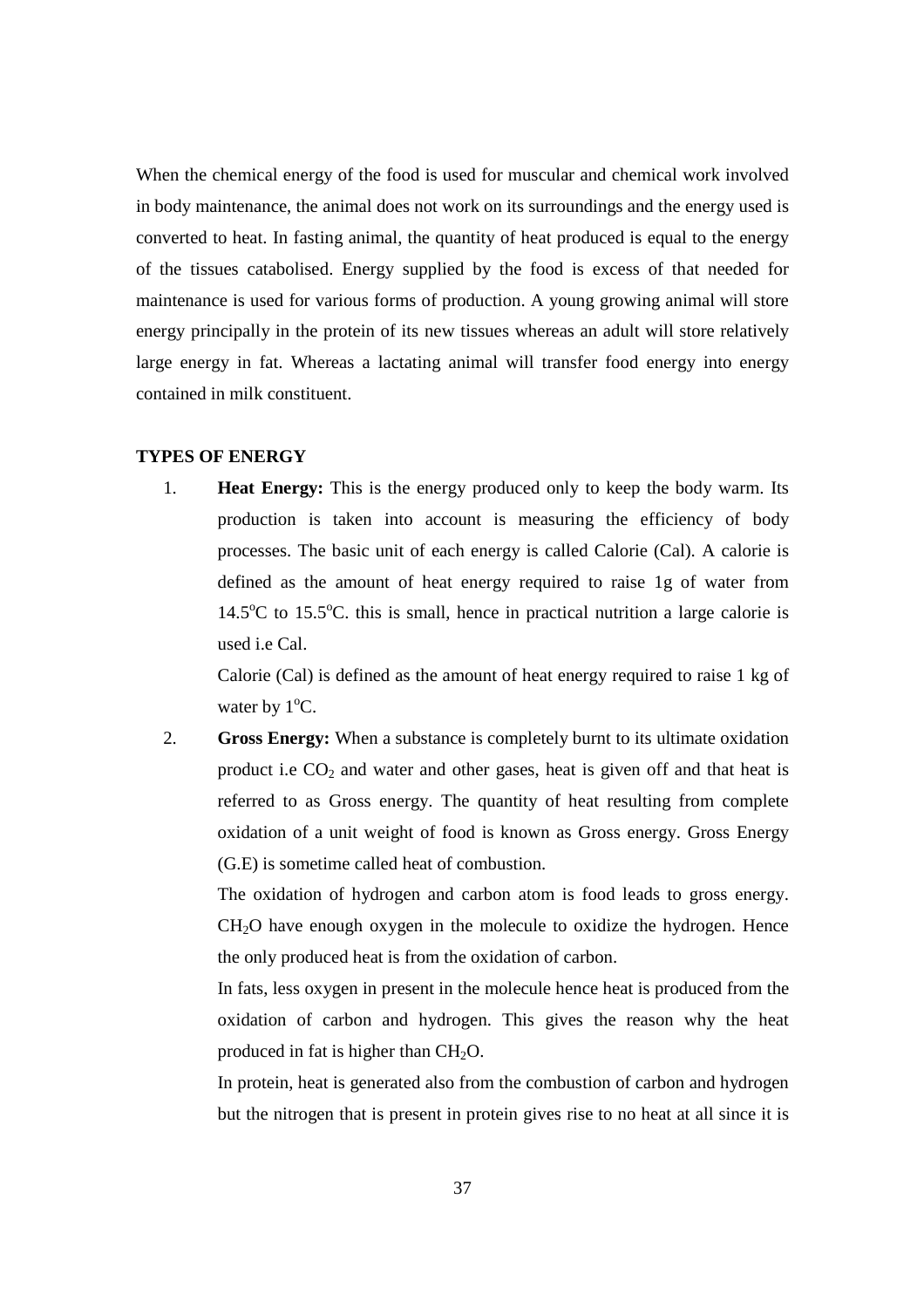When the chemical energy of the food is used for muscular and chemical work involved in body maintenance, the animal does not work on its surroundings and the energy used is converted to heat. In fasting animal, the quantity of heat produced is equal to the energy of the tissues catabolised. Energy supplied by the food is excess of that needed for maintenance is used for various forms of production. A young growing animal will store energy principally in the protein of its new tissues whereas an adult will store relatively large energy in fat. Whereas a lactating animal will transfer food energy into energy contained in milk constituent.

**TYPES OF ENERGY**

1. **Heat Energy:** This is the energy produced only to keep the body warm. Its production is taken into account is measuring the efficiency of body processes. The basic unit of each energy is called Calorie (Cal). A calorie is defined as the amount of heat energy required to raise 1g of water from $14.5^oC$ to $15.5^oC$. this is small, hence in practical nutrition a large calorie is used i.e Cal.

   Calorie (Cal) is defined as the amount of heat energy required to raise 1 kg of water by $1^oC$.

2. **Gross Energy:** When a substance is completely burnt to its ultimate oxidation product i.e $CO_2$ and water and other gases, heat is given off and that heat is referred to as Gross energy. The quantity of heat resulting from complete oxidation of a unit weight of food is known as Gross energy. Gross Energy (G.E) is sometime called heat of combustion.

   The oxidation of hydrogen and carbon atom is food leads to gross energy. $CH_2O$ have enough oxygen in the molecule to oxidize the hydrogen. Hence the only produced heat is from the oxidation of carbon.

   In fats, less oxygen in present in the molecule hence heat is produced from the oxidation of carbon and hydrogen. This gives the reason why the heat produced in fat is higher than $CH_2O$.

   In protein, heat is generated also from the combustion of carbon and hydrogen but the nitrogen that is present in protein gives rise to no heat at all since it is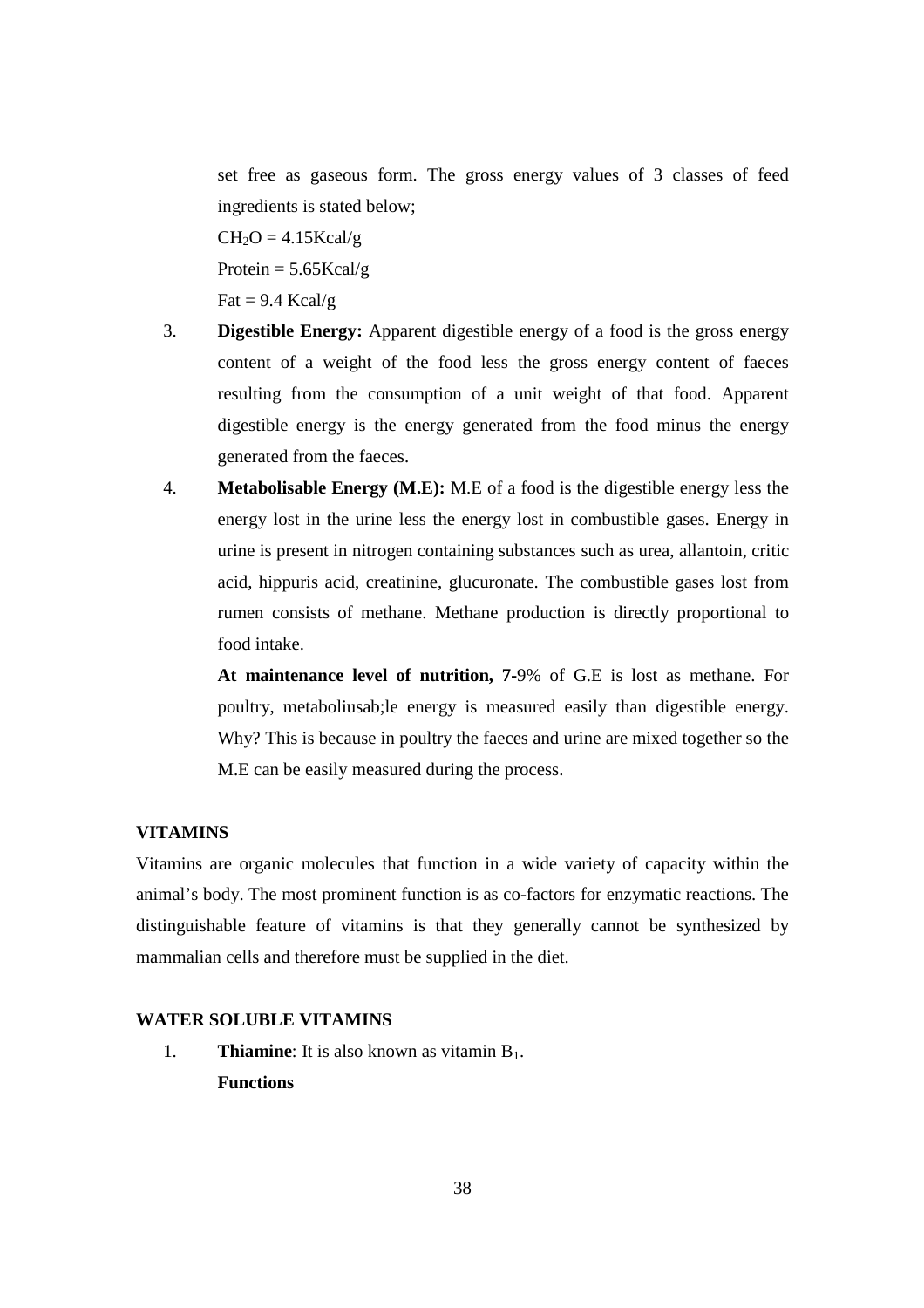set free as gaseous form. The gross energy values of 3 classes of feed ingredients is stated below;

$CH_2O$ = 4.15Kcal/g

Protein = 5.65Kcal/g

Fat = 9.4 Kcal/g

3. **Digestible Energy:** Apparent digestible energy of a food is the gross energy content of a weight of the food less the gross energy content of faeces resulting from the consumption of a unit weight of that food. Apparent digestible energy is the energy generated from the food minus the energy generated from the faeces.

4. **Metabolisable Energy (M.E):** M.E of a food is the digestible energy less the energy lost in the urine less the energy lost in combustible gases. Energy in urine is present in nitrogen containing substances such as urea, allantoin, critic acid, hippuris acid, creatinine, glucuronate. The combustible gases lost from rumen consists of methane. Methane production is directly proportional to food intake.

   **At maintenance level of nutrition, 7**-9% of G.E is lost as methane. For poultry, metaboliusab;le energy is measured easily than digestible energy. Why? This is because in poultry the faeces and urine are mixed together so the M.E can be easily measured during the process.

## VITAMINS

Vitamins are organic molecules that function in a wide variety of capacity within the animal's body. The most prominent function is as co-factors for enzymatic reactions. The distinguishable feature of vitamins is that they generally cannot be synthesized by mammalian cells and therefore must be supplied in the diet.

## WATER SOLUBLE VITAMINS

1. **Thiamine**: It is also known as vitamin $B_1$.

   **Functions**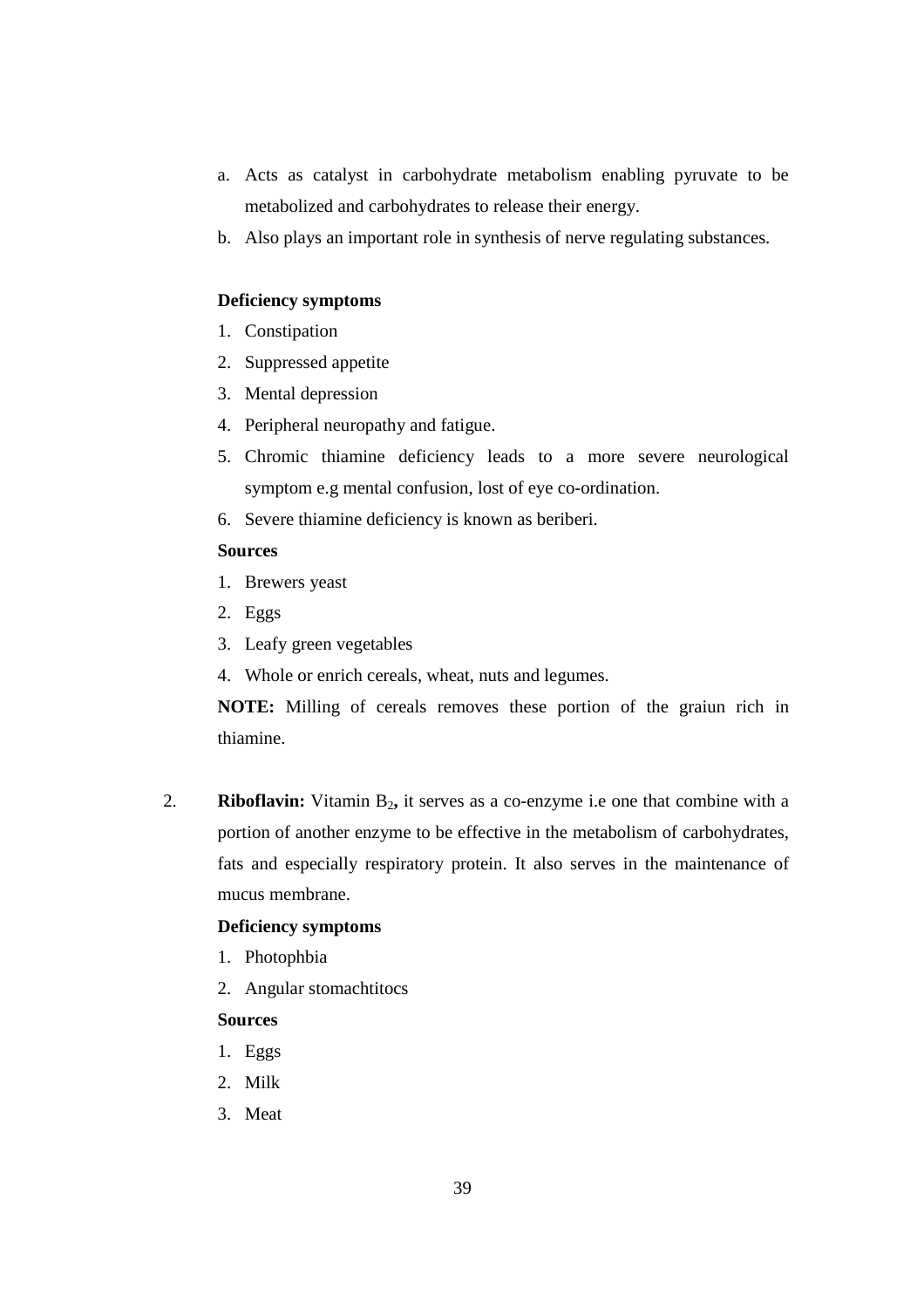a. Acts as catalyst in carbohydrate metabolism enabling pyruvate to be metabolized and carbohydrates to release their energy.
b. Also plays an important role in synthesis of nerve regulating substances.

**Deficiency symptoms**

1. Constipation
2. Suppressed appetite
3. Mental depression
4. Peripheral neuropathy and fatigue.
5. Chromic thiamine deficiency leads to a more severe neurological symptom e.g mental confusion, lost of eye co-ordination.
6. Severe thiamine deficiency is known as beriberi.

**Sources**

1. Brewers yeast
2. Eggs
3. Leafy green vegetables
4. Whole or enrich cereals, wheat, nuts and legumes.

**NOTE:** Milling of cereals removes these portion of the graiun rich in thiamine.

2. **Riboflavin:** Vitamin $B_2$**,** it serves as a co-enzyme i.e one that combine with a portion of another enzyme to be effective in the metabolism of carbohydrates, fats and especially respiratory protein. It also serves in the maintenance of mucus membrane.

**Deficiency symptoms**

1. Photophbia
2. Angular stomachtitocs

**Sources**

1. Eggs
2. Milk
3. Meat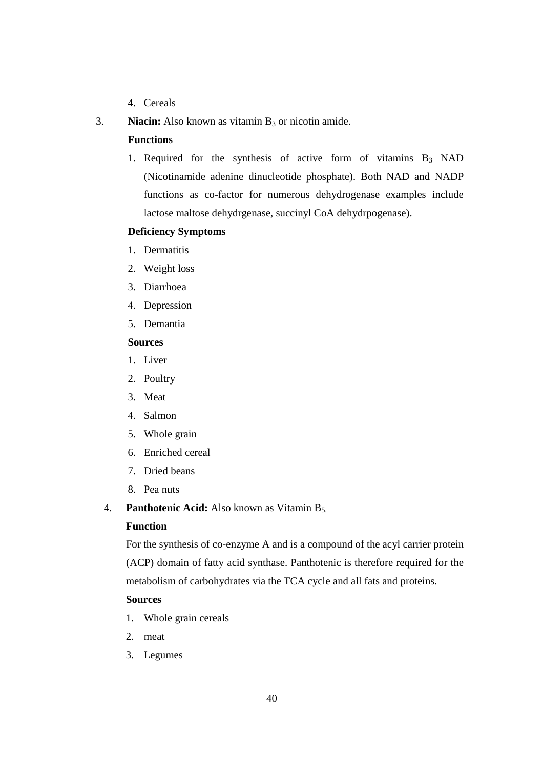4. Cereals

3. **Niacin:** Also known as vitamin $B_3$ or nicotin amide.

**Functions**

1. Required for the synthesis of active form of vitamins $B_3$ NAD (Nicotinamide adenine dinucleotide phosphate). Both NAD and NADP functions as co-factor for numerous dehydrogenase examples include lactose maltose dehydrgenase, succinyl CoA dehydrpogenase).

**Deficiency Symptoms**

1. Dermatitis
2. Weight loss
3. Diarrhoea
4. Depression
5. Demantia

**Sources**

1. Liver
2. Poultry
3. Meat
4. Salmon
5. Whole grain
6. Enriched cereal
7. Dried beans
8. Pea nuts

4. **Panthotenic Acid:** Also known as Vitamin $B_5$.

**Function**

For the synthesis of co-enzyme A and is a compound of the acyl carrier protein (ACP) domain of fatty acid synthase. Panthotenic is therefore required for the metabolism of carbohydrates via the TCA cycle and all fats and proteins.

**Sources**

1. Whole grain cereals
2. meat
3. Legumes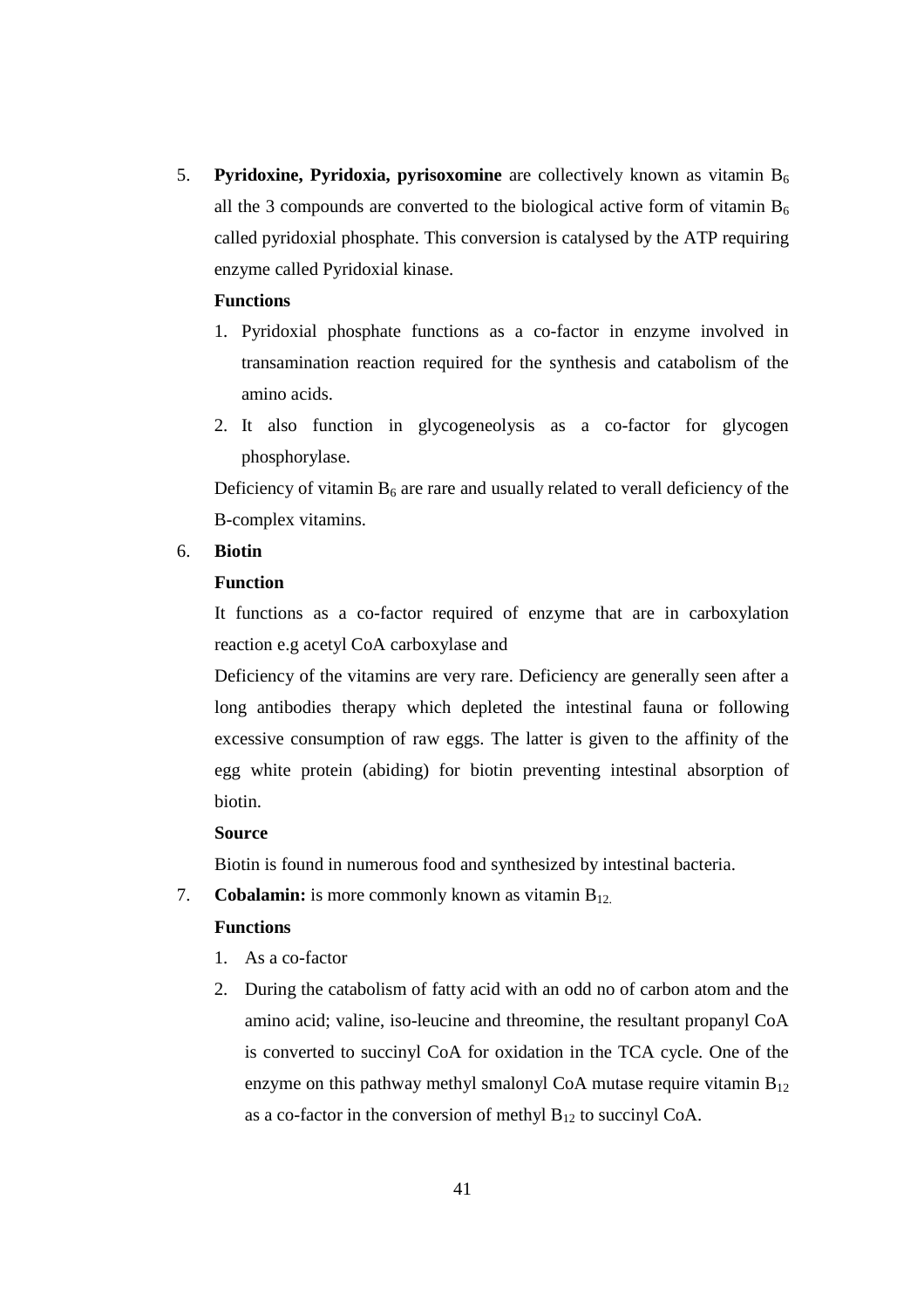5. **Pyridoxine, Pyridoxia, pyrisoxomine** are collectively known as vitamin $B_6$ all the 3 compounds are converted to the biological active form of vitamin $B_6$ called pyridoxial phosphate. This conversion is catalysed by the ATP requiring enzyme called Pyridoxial kinase.

   **Functions**

   1. Pyridoxial phosphate functions as a co-factor in enzyme involved in transamination reaction required for the synthesis and catabolism of the amino acids.
   2. It also function in glycogeneolysis as a co-factor for glycogen phosphorylase.

   Deficiency of vitamin $B_6$ are rare and usually related to verall deficiency of the B-complex vitamins.

6. **Biotin**

   **Function**

   It functions as a co-factor required of enzyme that are in carboxylation reaction e.g acetyl CoA carboxylase and

   Deficiency of the vitamins are very rare. Deficiency are generally seen after a long antibodies therapy which depleted the intestinal fauna or following excessive consumption of raw eggs. The latter is given to the affinity of the egg white protein (abiding) for biotin preventing intestinal absorption of biotin.

   **Source**

   Biotin is found in numerous food and synthesized by intestinal bacteria.

7. **Cobalamin:** is more commonly known as vitamin $B_{12.}$

   **Functions**

   1. As a co-factor
   2. During the catabolism of fatty acid with an odd no of carbon atom and the amino acid; valine, iso-leucine and threomine, the resultant propanyl CoA is converted to succinyl CoA for oxidation in the TCA cycle. One of the enzyme on this pathway methyl smalonyl CoA mutase require vitamin $B_{12}$ as a co-factor in the conversion of methyl $B_{12}$ to succinyl CoA.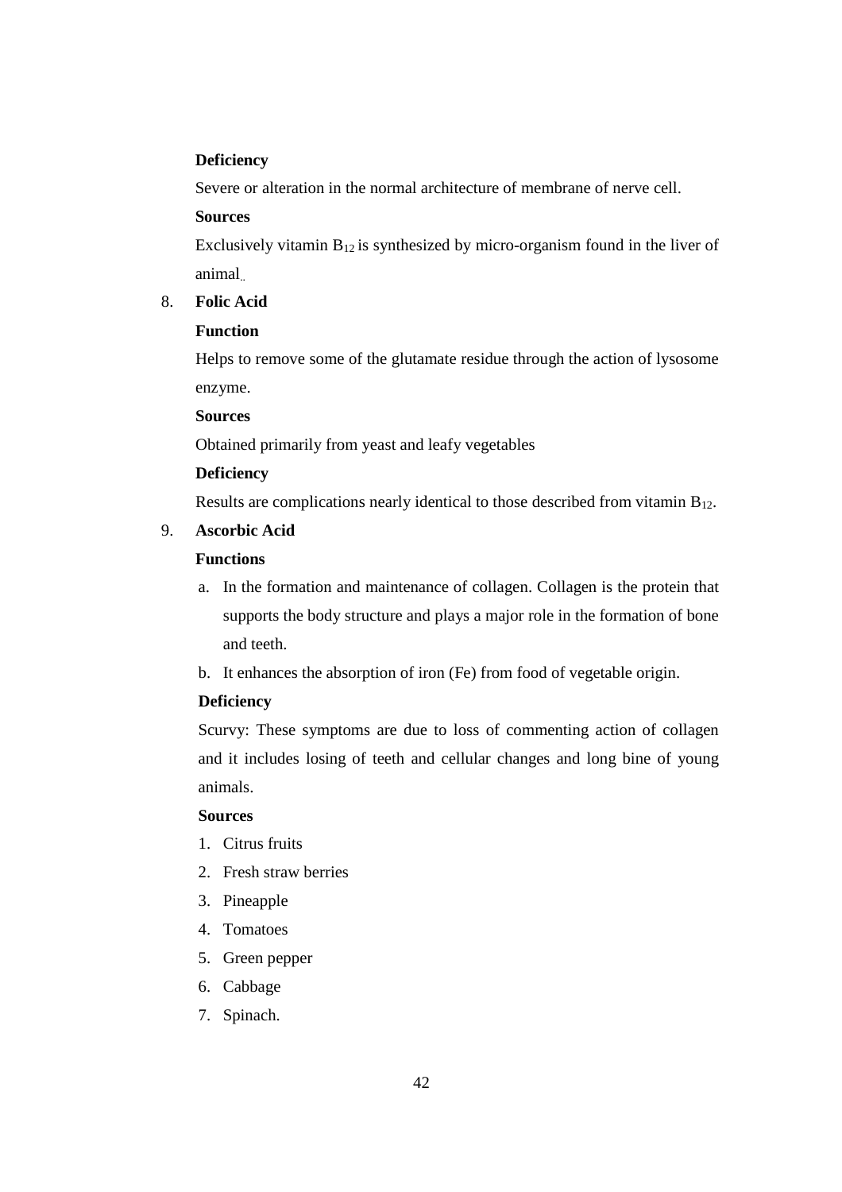**Deficiency**

Severe or alteration in the normal architecture of membrane of nerve cell.

**Sources**

Exclusively vitamin $B_{12}$ is synthesized by micro-organism found in the liver of animal..

8. **Folic Acid**

**Function**

Helps to remove some of the glutamate residue through the action of lysosome enzyme.

**Sources**

Obtained primarily from yeast and leafy vegetables

**Deficiency**

Results are complications nearly identical to those described from vitamin $B_{12}$.

9. **Ascorbic Acid**

**Functions**

a. In the formation and maintenance of collagen. Collagen is the protein that supports the body structure and plays a major role in the formation of bone and teeth.
b. It enhances the absorption of iron (Fe) from food of vegetable origin.

**Deficiency**

Scurvy: These symptoms are due to loss of commenting action of collagen and it includes losing of teeth and cellular changes and long bine of young animals.

**Sources**

1. Citrus fruits
2. Fresh straw berries
3. Pineapple
4. Tomatoes
5. Green pepper
6. Cabbage
7. Spinach.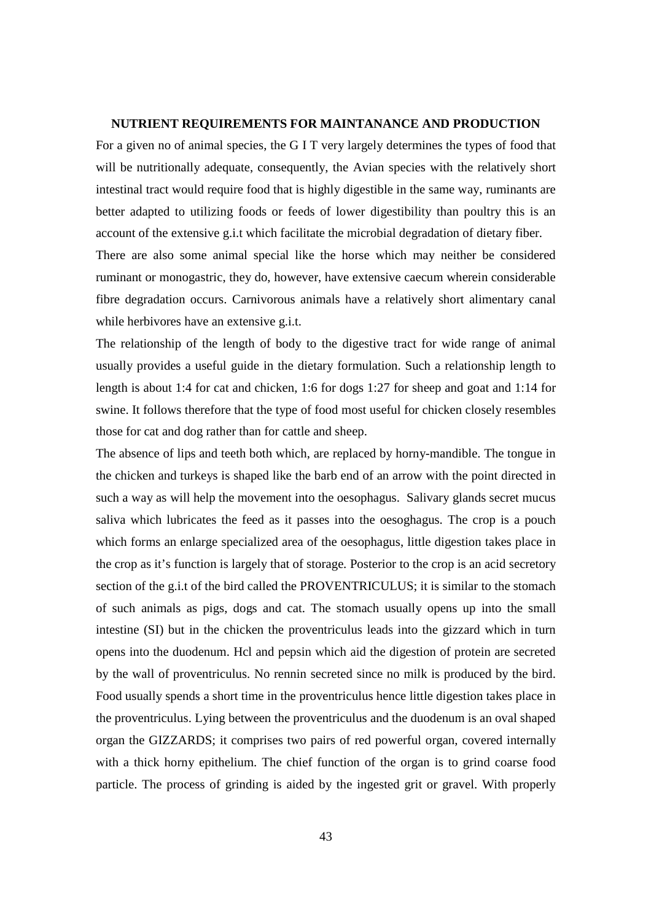## NUTRIENT REQUIREMENTS FOR MAINTANANCE AND PRODUCTION

For a given no of animal species, the G I T very largely determines the types of food that will be nutritionally adequate, consequently, the Avian species with the relatively short intestinal tract would require food that is highly digestible in the same way, ruminants are better adapted to utilizing foods or feeds of lower digestibility than poultry this is an account of the extensive g.i.t which facilitate the microbial degradation of dietary fiber.

There are also some animal special like the horse which may neither be considered ruminant or monogastric, they do, however, have extensive caecum wherein considerable fibre degradation occurs. Carnivorous animals have a relatively short alimentary canal while herbivores have an extensive g.i.t.

The relationship of the length of body to the digestive tract for wide range of animal usually provides a useful guide in the dietary formulation. Such a relationship length to length is about 1:4 for cat and chicken, 1:6 for dogs 1:27 for sheep and goat and 1:14 for swine. It follows therefore that the type of food most useful for chicken closely resembles those for cat and dog rather than for cattle and sheep.

The absence of lips and teeth both which, are replaced by horny-mandible. The tongue in the chicken and turkeys is shaped like the barb end of an arrow with the point directed in such a way as will help the movement into the oesophagus. Salivary glands secret mucus saliva which lubricates the feed as it passes into the oesoghagus. The crop is a pouch which forms an enlarge specialized area of the oesophagus, little digestion takes place in the crop as it's function is largely that of storage. Posterior to the crop is an acid secretory section of the g.i.t of the bird called the PROVENTRICULUS; it is similar to the stomach of such animals as pigs, dogs and cat. The stomach usually opens up into the small intestine (SI) but in the chicken the proventriculus leads into the gizzard which in turn opens into the duodenum. Hcl and pepsin which aid the digestion of protein are secreted by the wall of proventriculus. No rennin secreted since no milk is produced by the bird. Food usually spends a short time in the proventriculus hence little digestion takes place in the proventriculus. Lying between the proventriculus and the duodenum is an oval shaped organ the GIZZARDS; it comprises two pairs of red powerful organ, covered internally with a thick horny epithelium. The chief function of the organ is to grind coarse food particle. The process of grinding is aided by the ingested grit or gravel. With properly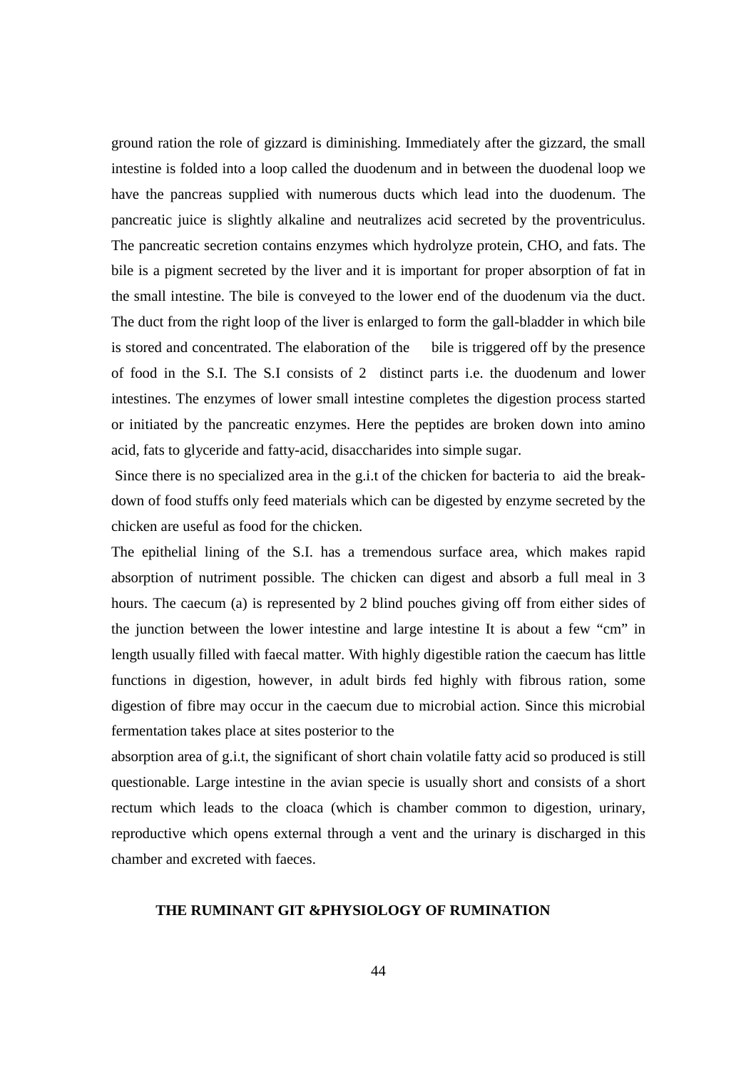ground ration the role of gizzard is diminishing. Immediately after the gizzard, the small intestine is folded into a loop called the duodenum and in between the duodenal loop we have the pancreas supplied with numerous ducts which lead into the duodenum. The pancreatic juice is slightly alkaline and neutralizes acid secreted by the proventriculus. The pancreatic secretion contains enzymes which hydrolyze protein, CHO, and fats. The bile is a pigment secreted by the liver and it is important for proper absorption of fat in the small intestine. The bile is conveyed to the lower end of the duodenum via the duct. The duct from the right loop of the liver is enlarged to form the gall-bladder in which bile is stored and concentrated. The elaboration of the bile is triggered off by the presence of food in the S.I. The S.I consists of 2 distinct parts i.e. the duodenum and lower intestines. The enzymes of lower small intestine completes the digestion process started or initiated by the pancreatic enzymes. Here the peptides are broken down into amino acid, fats to glyceride and fatty-acid, disaccharides into simple sugar.

Since there is no specialized area in the g.i.t of the chicken for bacteria to aid the break-down of food stuffs only feed materials which can be digested by enzyme secreted by the chicken are useful as food for the chicken.

The epithelial lining of the S.I. has a tremendous surface area, which makes rapid absorption of nutriment possible. The chicken can digest and absorb a full meal in 3 hours. The caecum (a) is represented by 2 blind pouches giving off from either sides of the junction between the lower intestine and large intestine It is about a few "cm" in length usually filled with faecal matter. With highly digestible ration the caecum has little functions in digestion, however, in adult birds fed highly with fibrous ration, some digestion of fibre may occur in the caecum due to microbial action. Since this microbial fermentation takes place at sites posterior to the absorption area of g.i.t, the significant of short chain volatile fatty acid so produced is still questionable. Large intestine in the avian specie is usually short and consists of a short rectum which leads to the cloaca (which is chamber common to digestion, urinary, reproductive which opens external through a vent and the urinary is discharged in this chamber and excreted with faeces.

## THE RUMINANT GIT &PHYSIOLOGY OF RUMINATION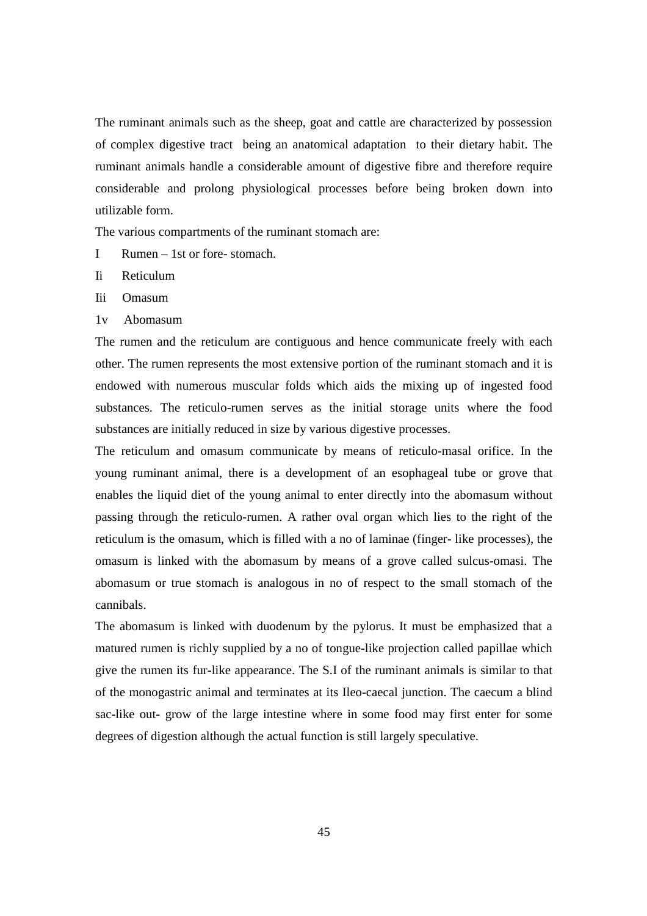The ruminant animals such as the sheep, goat and cattle are characterized by possession of complex digestive tract being an anatomical adaptation to their dietary habit. The ruminant animals handle a considerable amount of digestive fibre and therefore require considerable and prolong physiological processes before being broken down into utilizable form.

The various compartments of the ruminant stomach are:

I Rumen – 1st or fore- stomach.

Ii Reticulum

Iii Omasum

1v Abomasum

The rumen and the reticulum are contiguous and hence communicate freely with each other. The rumen represents the most extensive portion of the ruminant stomach and it is endowed with numerous muscular folds which aids the mixing up of ingested food substances. The reticulo-rumen serves as the initial storage units where the food substances are initially reduced in size by various digestive processes.

The reticulum and omasum communicate by means of reticulo-masal orifice. In the young ruminant animal, there is a development of an esophageal tube or grove that enables the liquid diet of the young animal to enter directly into the abomasum without passing through the reticulo-rumen. A rather oval organ which lies to the right of the reticulum is the omasum, which is filled with a no of laminae (finger- like processes), the omasum is linked with the abomasum by means of a grove called sulcus-omasi. The abomasum or true stomach is analogous in no of respect to the small stomach of the cannibals.

The abomasum is linked with duodenum by the pylorus. It must be emphasized that a matured rumen is richly supplied by a no of tongue-like projection called papillae which give the rumen its fur-like appearance. The S.I of the ruminant animals is similar to that of the monogastric animal and terminates at its Ileo-caecal junction. The caecum a blind sac-like out- grow of the large intestine where in some food may first enter for some degrees of digestion although the actual function is still largely speculative.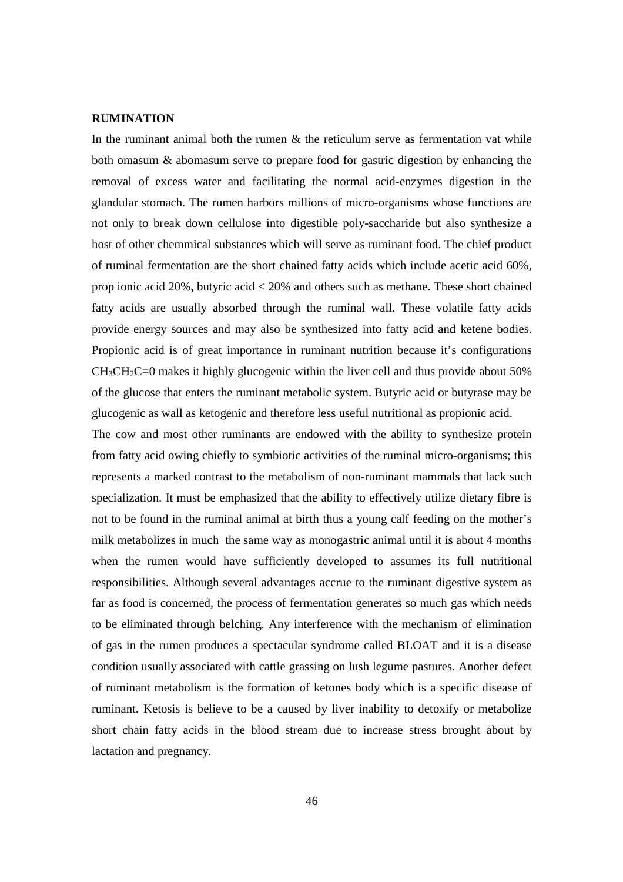**RUMINATION**

In the ruminant animal both the rumen & the reticulum serve as fermentation vat while both omasum & abomasum serve to prepare food for gastric digestion by enhancing the removal of excess water and facilitating the normal acid-enzymes digestion in the glandular stomach. The rumen harbors millions of micro-organisms whose functions are not only to break down cellulose into digestible poly-saccharide but also synthesize a host of other chemmical substances which will serve as ruminant food. The chief product of ruminal fermentation are the short chained fatty acids which include acetic acid 60%, prop ionic acid 20%, butyric acid < 20% and others such as methane. These short chained fatty acids are usually absorbed through the ruminal wall. These volatile fatty acids provide energy sources and may also be synthesized into fatty acid and ketene bodies. Propionic acid is of great importance in ruminant nutrition because it's configurations $CH_3CH_2C=0$ makes it highly glucogenic within the liver cell and thus provide about 50% of the glucose that enters the ruminant metabolic system. Butyric acid or butyrase may be glucogenic as wall as ketogenic and therefore less useful nutritional as propionic acid.

The cow and most other ruminants are endowed with the ability to synthesize protein from fatty acid owing chiefly to symbiotic activities of the ruminal micro-organisms; this represents a marked contrast to the metabolism of non-ruminant mammals that lack such specialization. It must be emphasized that the ability to effectively utilize dietary fibre is not to be found in the ruminal animal at birth thus a young calf feeding on the mother's milk metabolizes in much the same way as monogastric animal until it is about 4 months when the rumen would have sufficiently developed to assumes its full nutritional responsibilities. Although several advantages accrue to the ruminant digestive system as far as food is concerned, the process of fermentation generates so much gas which needs to be eliminated through belching. Any interference with the mechanism of elimination of gas in the rumen produces a spectacular syndrome called BLOAT and it is a disease condition usually associated with cattle grassing on lush legume pastures. Another defect of ruminant metabolism is the formation of ketones body which is a specific disease of ruminant. Ketosis is believe to be a caused by liver inability to detoxify or metabolize short chain fatty acids in the blood stream due to increase stress brought about by lactation and pregnancy.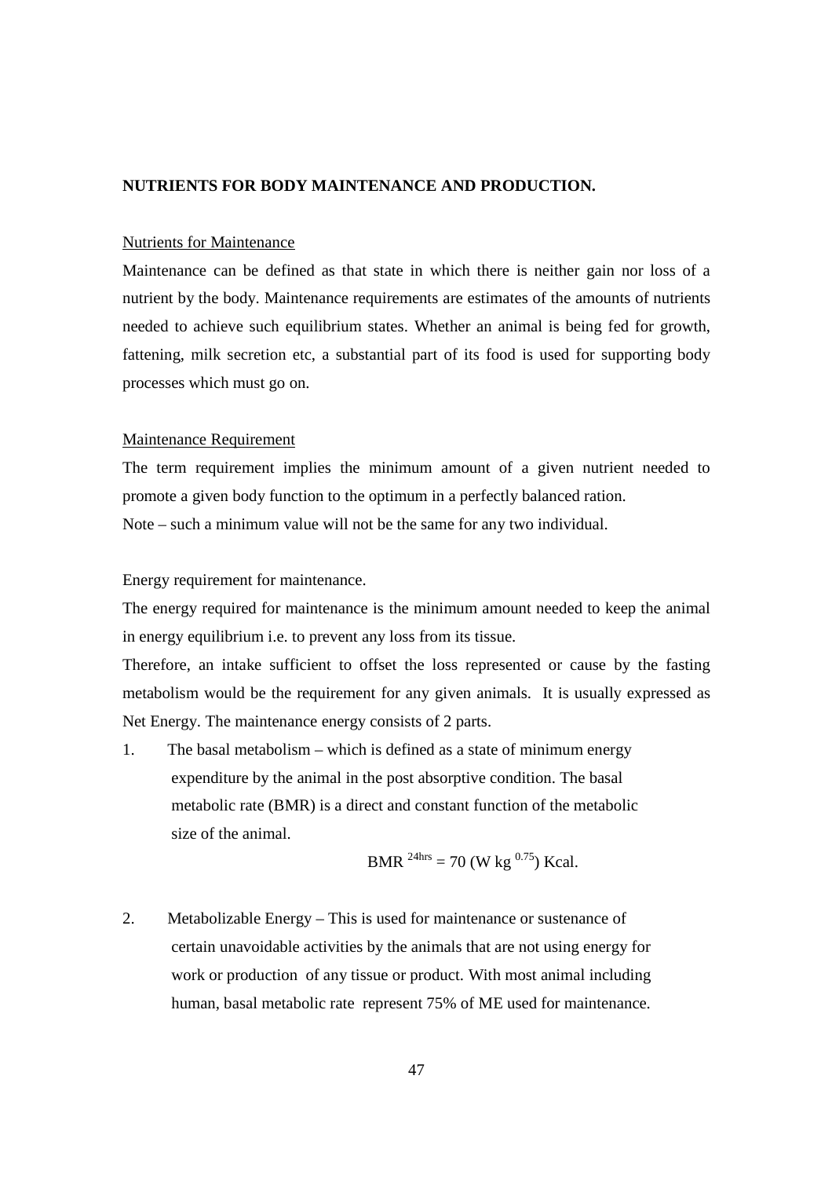**NUTRIENTS FOR BODY MAINTENANCE AND PRODUCTION.**

Nutrients for Maintenance

Maintenance can be defined as that state in which there is neither gain nor loss of a nutrient by the body. Maintenance requirements are estimates of the amounts of nutrients needed to achieve such equilibrium states. Whether an animal is being fed for growth, fattening, milk secretion etc, a substantial part of its food is used for supporting body processes which must go on.

Maintenance Requirement

The term requirement implies the minimum amount of a given nutrient needed to promote a given body function to the optimum in a perfectly balanced ration.

Note – such a minimum value will not be the same for any two individual.

Energy requirement for maintenance.

The energy required for maintenance is the minimum amount needed to keep the animal in energy equilibrium i.e. to prevent any loss from its tissue.

Therefore, an intake sufficient to offset the loss represented or cause by the fasting metabolism would be the requirement for any given animals. It is usually expressed as Net Energy. The maintenance energy consists of 2 parts.

1. The basal metabolism – which is defined as a state of minimum energy expenditure by the animal in the post absorptive condition. The basal metabolic rate (BMR) is a direct and constant function of the metabolic size of the animal.

$$BMR^{24hrs} = 70\ (W\ kg^{0.75})\ Kcal.$$

2. Metabolizable Energy – This is used for maintenance or sustenance of certain unavoidable activities by the animals that are not using energy for work or production of any tissue or product. With most animal including human, basal metabolic rate represent 75% of ME used for maintenance.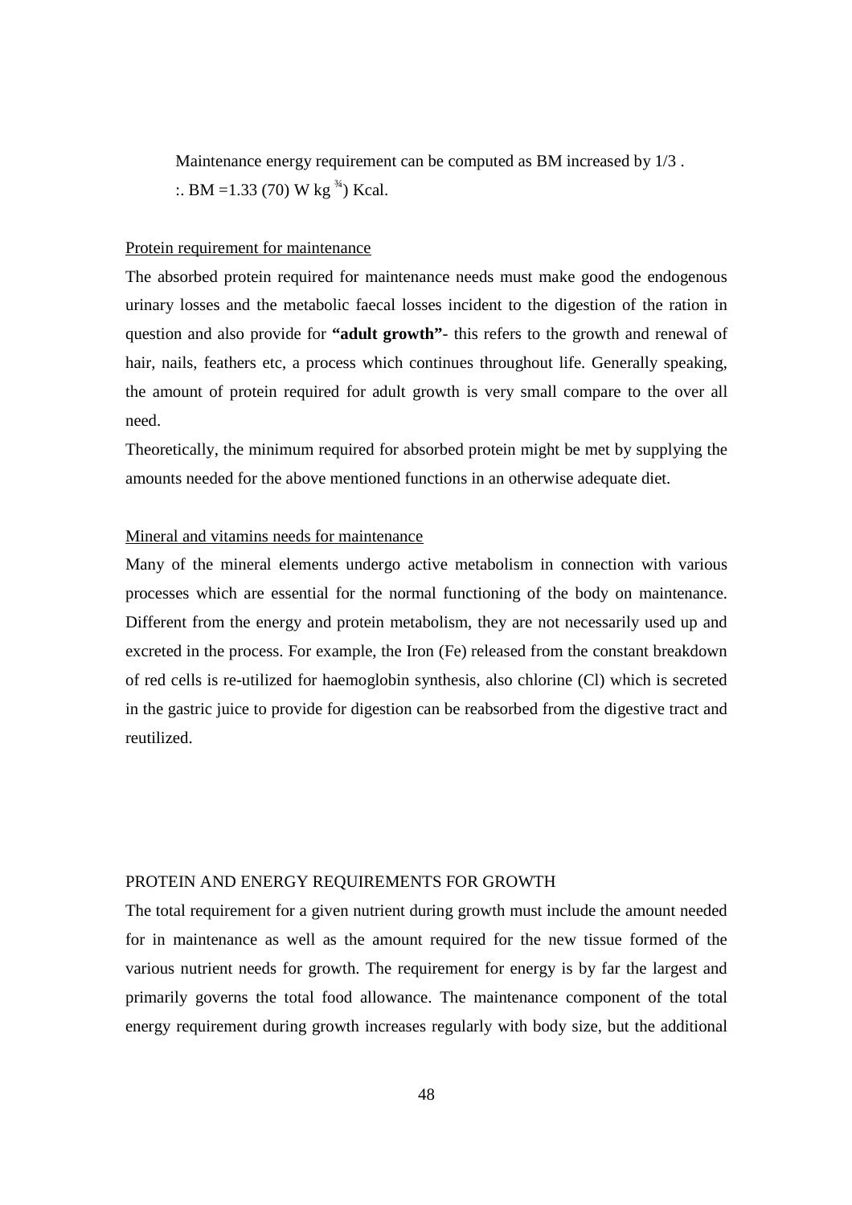Maintenance energy requirement can be computed as BM increased by 1/3 .

:. BM =1.33 (70) W kg $^{¾}$) Kcal.

Protein requirement for maintenance

The absorbed protein required for maintenance needs must make good the endogenous urinary losses and the metabolic faecal losses incident to the digestion of the ration in question and also provide for **"adult growth"**- this refers to the growth and renewal of hair, nails, feathers etc, a process which continues throughout life. Generally speaking, the amount of protein required for adult growth is very small compare to the over all need.

Theoretically, the minimum required for absorbed protein might be met by supplying the amounts needed for the above mentioned functions in an otherwise adequate diet.

Mineral and vitamins needs for maintenance

Many of the mineral elements undergo active metabolism in connection with various processes which are essential for the normal functioning of the body on maintenance. Different from the energy and protein metabolism, they are not necessarily used up and excreted in the process. For example, the Iron (Fe) released from the constant breakdown of red cells is re-utilized for haemoglobin synthesis, also chlorine (Cl) which is secreted in the gastric juice to provide for digestion can be reabsorbed from the digestive tract and reutilized.

PROTEIN AND ENERGY REQUIREMENTS FOR GROWTH

The total requirement for a given nutrient during growth must include the amount needed for in maintenance as well as the amount required for the new tissue formed of the various nutrient needs for growth. The requirement for energy is by far the largest and primarily governs the total food allowance. The maintenance component of the total energy requirement during growth increases regularly with body size, but the additional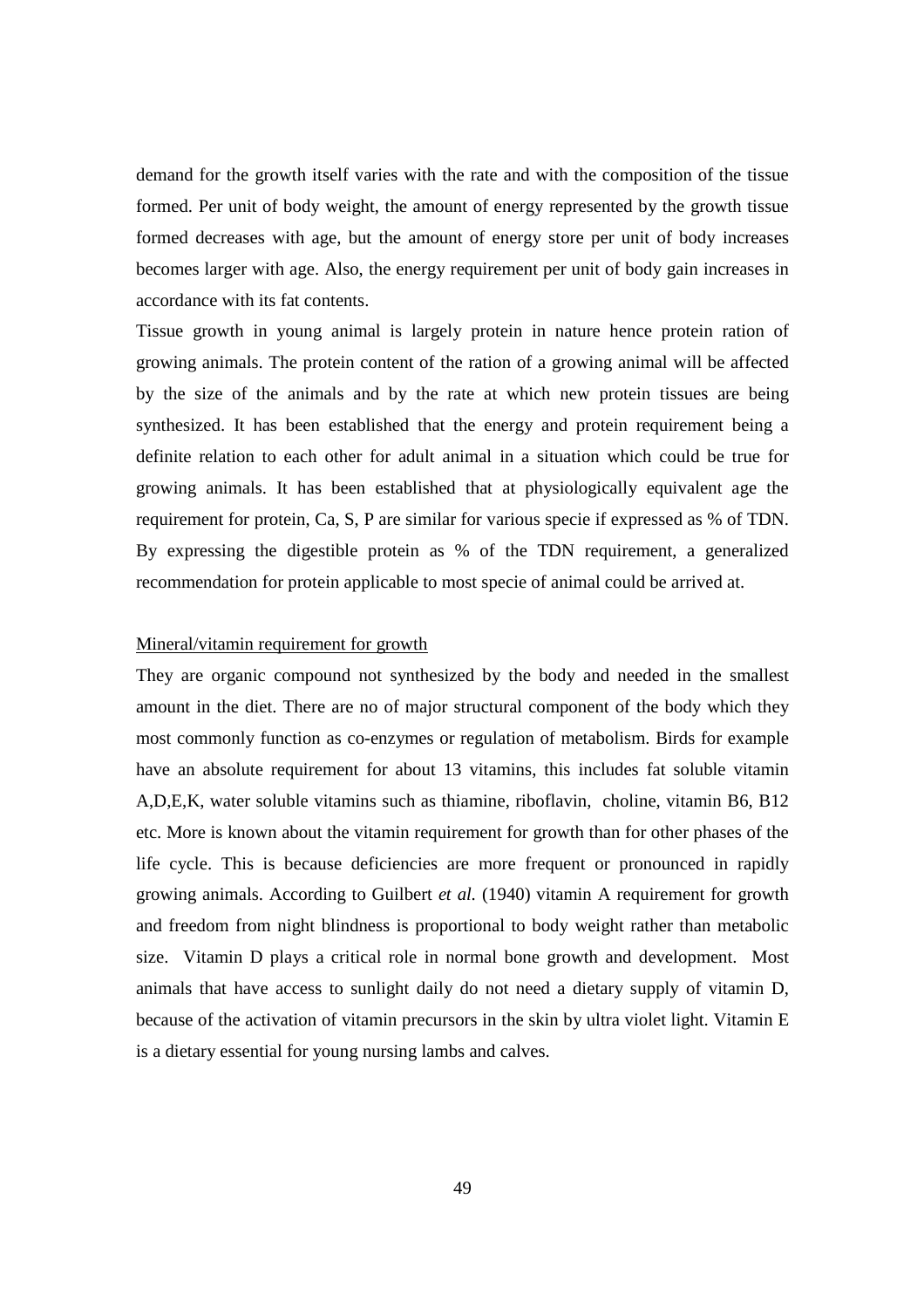demand for the growth itself varies with the rate and with the composition of the tissue formed. Per unit of body weight, the amount of energy represented by the growth tissue formed decreases with age, but the amount of energy store per unit of body increases becomes larger with age. Also, the energy requirement per unit of body gain increases in accordance with its fat contents.

Tissue growth in young animal is largely protein in nature hence protein ration of growing animals. The protein content of the ration of a growing animal will be affected by the size of the animals and by the rate at which new protein tissues are being synthesized. It has been established that the energy and protein requirement being a definite relation to each other for adult animal in a situation which could be true for growing animals. It has been established that at physiologically equivalent age the requirement for protein, Ca, S, P are similar for various specie if expressed as % of TDN. By expressing the digestible protein as % of the TDN requirement, a generalized recommendation for protein applicable to most specie of animal could be arrived at.

<u>Mineral/vitamin requirement for growth</u>

They are organic compound not synthesized by the body and needed in the smallest amount in the diet. There are no of major structural component of the body which they most commonly function as co-enzymes or regulation of metabolism. Birds for example have an absolute requirement for about 13 vitamins, this includes fat soluble vitamin A,D,E,K, water soluble vitamins such as thiamine, riboflavin, choline, vitamin B6, B12 etc. More is known about the vitamin requirement for growth than for other phases of the life cycle. This is because deficiencies are more frequent or pronounced in rapidly growing animals. According to Guilbert *et al.* (1940) vitamin A requirement for growth and freedom from night blindness is proportional to body weight rather than metabolic size. Vitamin D plays a critical role in normal bone growth and development. Most animals that have access to sunlight daily do not need a dietary supply of vitamin D, because of the activation of vitamin precursors in the skin by ultra violet light. Vitamin E is a dietary essential for young nursing lambs and calves.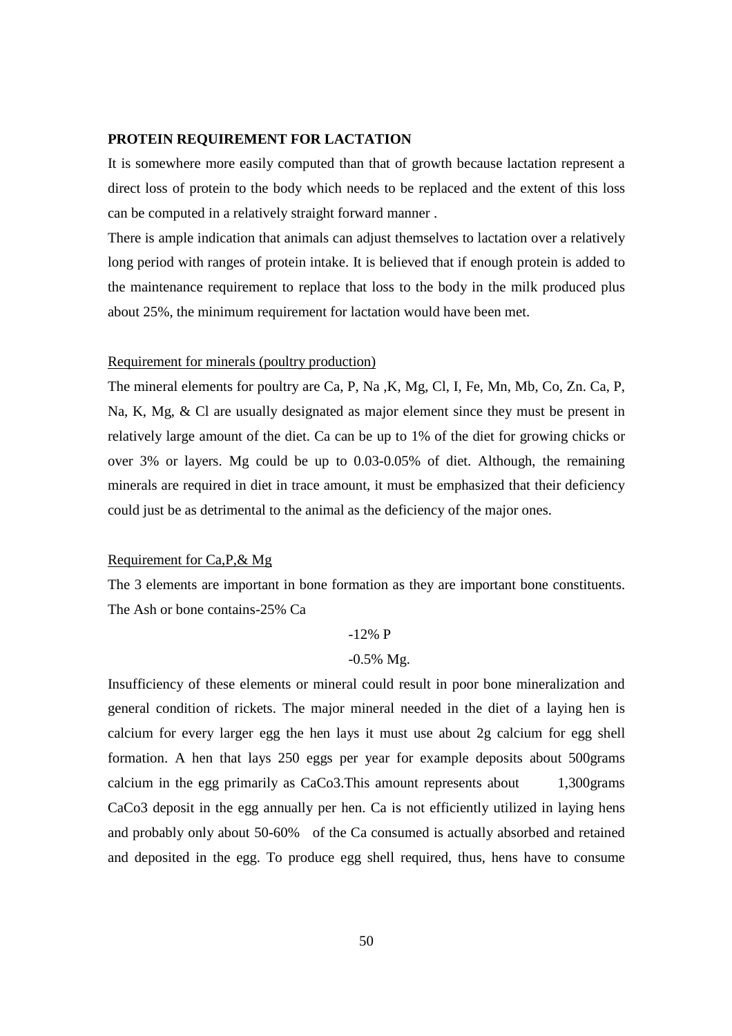**PROTEIN REQUIREMENT FOR LACTATION**

It is somewhere more easily computed than that of growth because lactation represent a direct loss of protein to the body which needs to be replaced and the extent of this loss can be computed in a relatively straight forward manner .

There is ample indication that animals can adjust themselves to lactation over a relatively long period with ranges of protein intake. It is believed that if enough protein is added to the maintenance requirement to replace that loss to the body in the milk produced plus about 25%, the minimum requirement for lactation would have been met.

<u>Requirement for minerals (poultry production)</u>

The mineral elements for poultry are Ca, P, Na ,K, Mg, Cl, I, Fe, Mn, Mb, Co, Zn. Ca, P, Na, K, Mg, & Cl are usually designated as major element since they must be present in relatively large amount of the diet. Ca can be up to 1% of the diet for growing chicks or over 3% or layers. Mg could be up to 0.03-0.05% of diet. Although, the remaining minerals are required in diet in trace amount, it must be emphasized that their deficiency could just be as detrimental to the animal as the deficiency of the major ones.

<u>Requirement for Ca,P,& Mg</u>

The 3 elements are important in bone formation as they are important bone constituents. The Ash or bone contains-25% Ca

-12% P

-0.5% Mg.

Insufficiency of these elements or mineral could result in poor bone mineralization and general condition of rickets. The major mineral needed in the diet of a laying hen is calcium for every larger egg the hen lays it must use about 2g calcium for egg shell formation. A hen that lays 250 eggs per year for example deposits about 500grams calcium in the egg primarily as $CaCo_3$.This amount represents about 1,300grams $CaCo_3$ deposit in the egg annually per hen. Ca is not efficiently utilized in laying hens and probably only about 50-60% of the Ca consumed is actually absorbed and retained and deposited in the egg. To produce egg shell required, thus, hens have to consume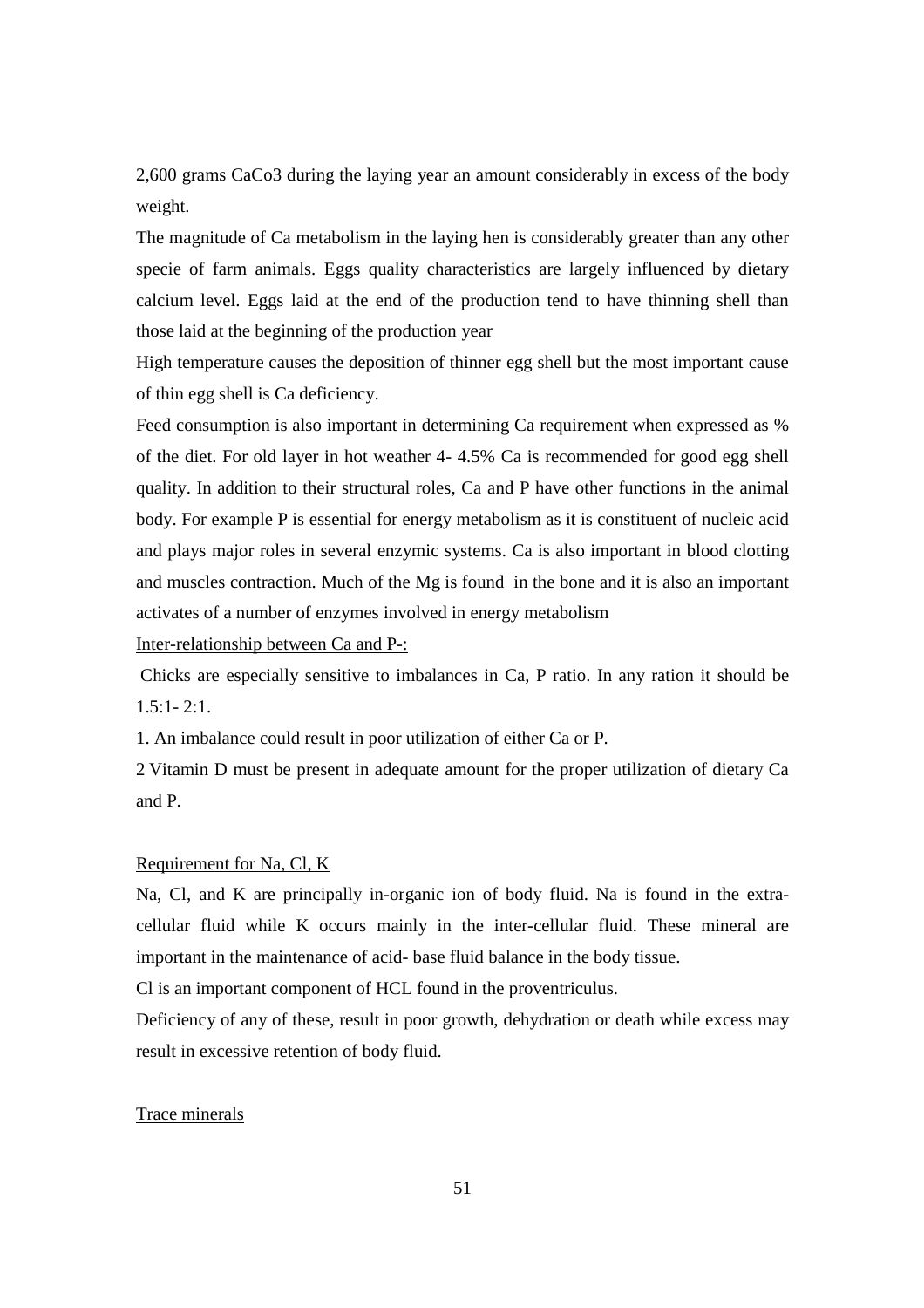2,600 grams $CaCo_3$ during the laying year an amount considerably in excess of the body weight.

The magnitude of Ca metabolism in the laying hen is considerably greater than any other specie of farm animals. Eggs quality characteristics are largely influenced by dietary calcium level. Eggs laid at the end of the production tend to have thinning shell than those laid at the beginning of the production year

High temperature causes the deposition of thinner egg shell but the most important cause of thin egg shell is Ca deficiency.

Feed consumption is also important in determining Ca requirement when expressed as % of the diet. For old layer in hot weather 4- 4.5% Ca is recommended for good egg shell quality. In addition to their structural roles, Ca and P have other functions in the animal body. For example P is essential for energy metabolism as it is constituent of nucleic acid and plays major roles in several enzymic systems. Ca is also important in blood clotting and muscles contraction. Much of the Mg is found in the bone and it is also an important activates of a number of enzymes involved in energy metabolism

Inter-relationship between Ca and P-:

Chicks are especially sensitive to imbalances in Ca, P ratio. In any ration it should be 1.5:1- 2:1.

1. An imbalance could result in poor utilization of either Ca or P.

2 Vitamin D must be present in adequate amount for the proper utilization of dietary Ca and P.

Requirement for Na, Cl, K

Na, Cl, and K are principally in-organic ion of body fluid. Na is found in the extra-cellular fluid while K occurs mainly in the inter-cellular fluid. These mineral are important in the maintenance of acid- base fluid balance in the body tissue.

Cl is an important component of HCL found in the proventriculus.

Deficiency of any of these, result in poor growth, dehydration or death while excess may result in excessive retention of body fluid.

Trace minerals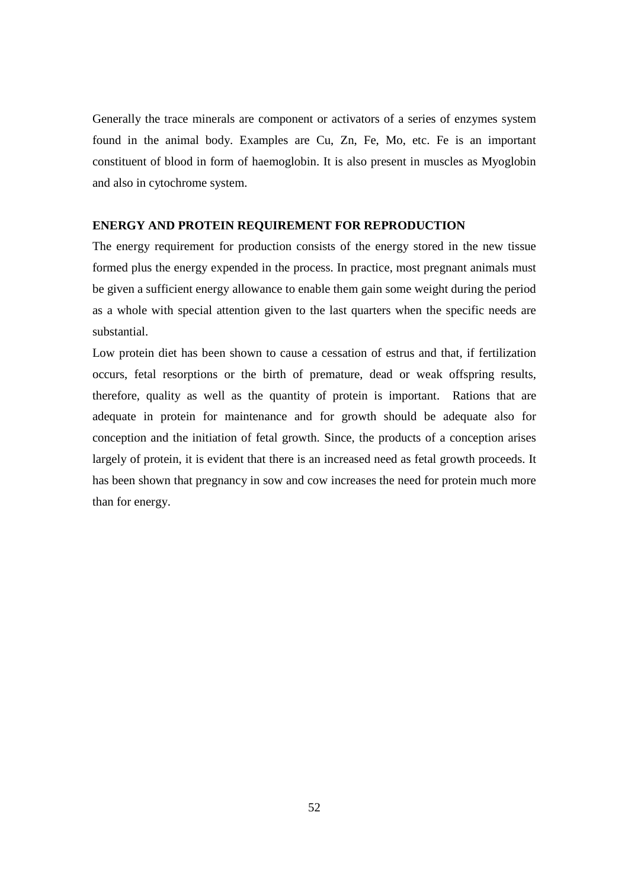Generally the trace minerals are component or activators of a series of enzymes system found in the animal body. Examples are Cu, Zn, Fe, Mo, etc. Fe is an important constituent of blood in form of haemoglobin. It is also present in muscles as Myoglobin and also in cytochrome system.

**ENERGY AND PROTEIN REQUIREMENT FOR REPRODUCTION**

The energy requirement for production consists of the energy stored in the new tissue formed plus the energy expended in the process. In practice, most pregnant animals must be given a sufficient energy allowance to enable them gain some weight during the period as a whole with special attention given to the last quarters when the specific needs are substantial.

Low protein diet has been shown to cause a cessation of estrus and that, if fertilization occurs, fetal resorptions or the birth of premature, dead or weak offspring results, therefore, quality as well as the quantity of protein is important. Rations that are adequate in protein for maintenance and for growth should be adequate also for conception and the initiation of fetal growth. Since, the products of a conception arises largely of protein, it is evident that there is an increased need as fetal growth proceeds. It has been shown that pregnancy in sow and cow increases the need for protein much more than for energy.